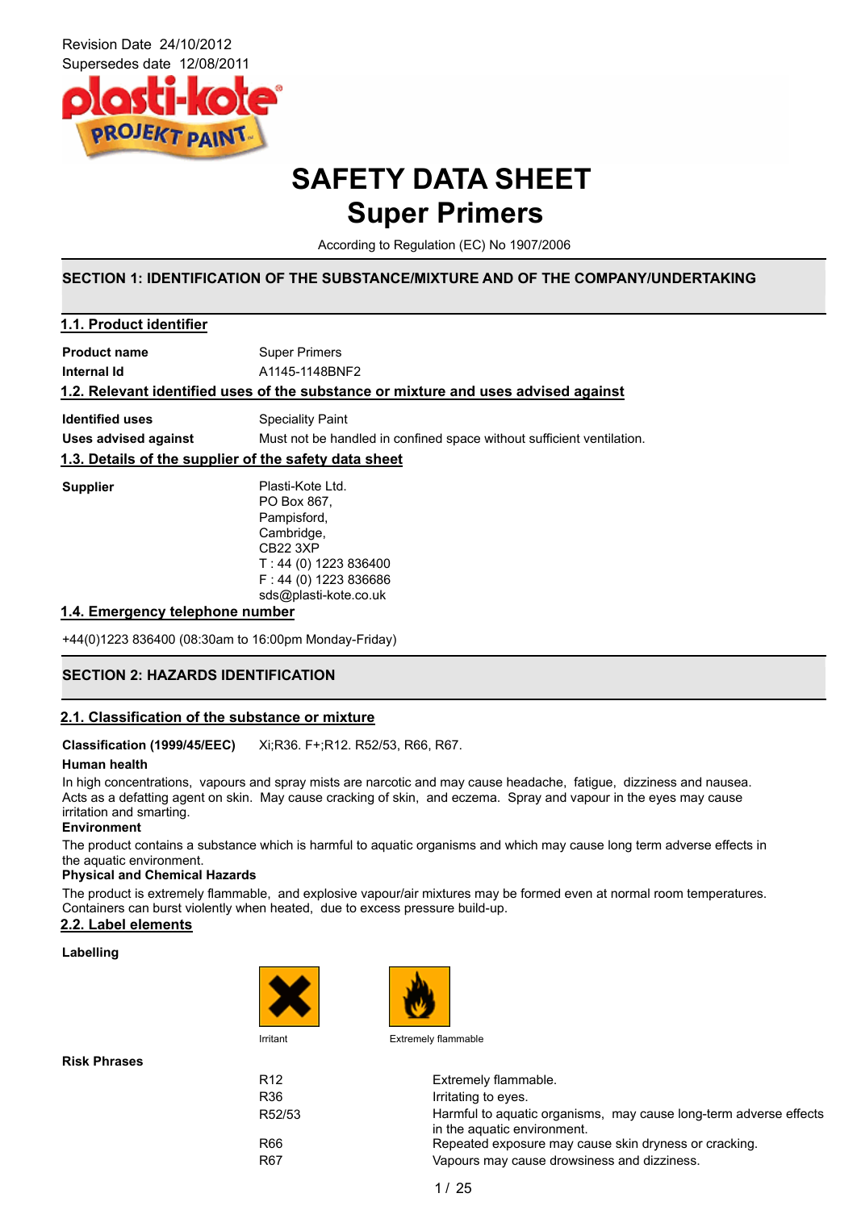Revision Date 24/10/2012
Supersedes date 12/08/2011

# SAFETY DATA SHEET
# Super Primers

According to Regulation (EC) No 1907/2006

## SECTION 1: IDENTIFICATION OF THE SUBSTANCE/MIXTURE AND OF THE COMPANY/UNDERTAKING

### 1.1. Product identifier

**Product name** Super Primers

**Internal Id** A1145-1148BNF2

### 1.2. Relevant identified uses of the substance or mixture and uses advised against

**Identified uses** Speciality Paint

**Uses advised against** Must not be handled in confined space without sufficient ventilation.

### 1.3. Details of the supplier of the safety data sheet

**Supplier**
Plasti-Kote Ltd.
PO Box 867,
Pampisford,
Cambridge,
CB22 3XP
T : 44 (0) 1223 836400
F : 44 (0) 1223 836686
sds@plasti-kote.co.uk

### 1.4. Emergency telephone number

+44(0)1223 836400 (08:30am to 16:00pm Monday-Friday)

## SECTION 2: HAZARDS IDENTIFICATION

### 2.1. Classification of the substance or mixture

**Classification (1999/45/EEC)** Xi;R36. F+;R12. R52/53, R66, R67.

**Human health**

In high concentrations, vapours and spray mists are narcotic and may cause headache, fatigue, dizziness and nausea. Acts as a defatting agent on skin. May cause cracking of skin, and eczema. Spray and vapour in the eyes may cause irritation and smarting.

**Environment**

The product contains a substance which is harmful to aquatic organisms and which may cause long term adverse effects in the aquatic environment.

**Physical and Chemical Hazards**

The product is extremely flammable, and explosive vapour/air mixtures may be formed even at normal room temperatures. Containers can burst violently when heated, due to excess pressure build-up.

### 2.2. Label elements

**Labelling**

Irritant

Extremely flammable

**Risk Phrases**

| | |
|---|---|
| R12 | Extremely flammable. |
| R36 | Irritating to eyes. |
| R52/53 | Harmful to aquatic organisms, may cause long-term adverse effects in the aquatic environment. |
| R66 | Repeated exposure may cause skin dryness or cracking. |
| R67 | Vapours may cause drowsiness and dizziness. |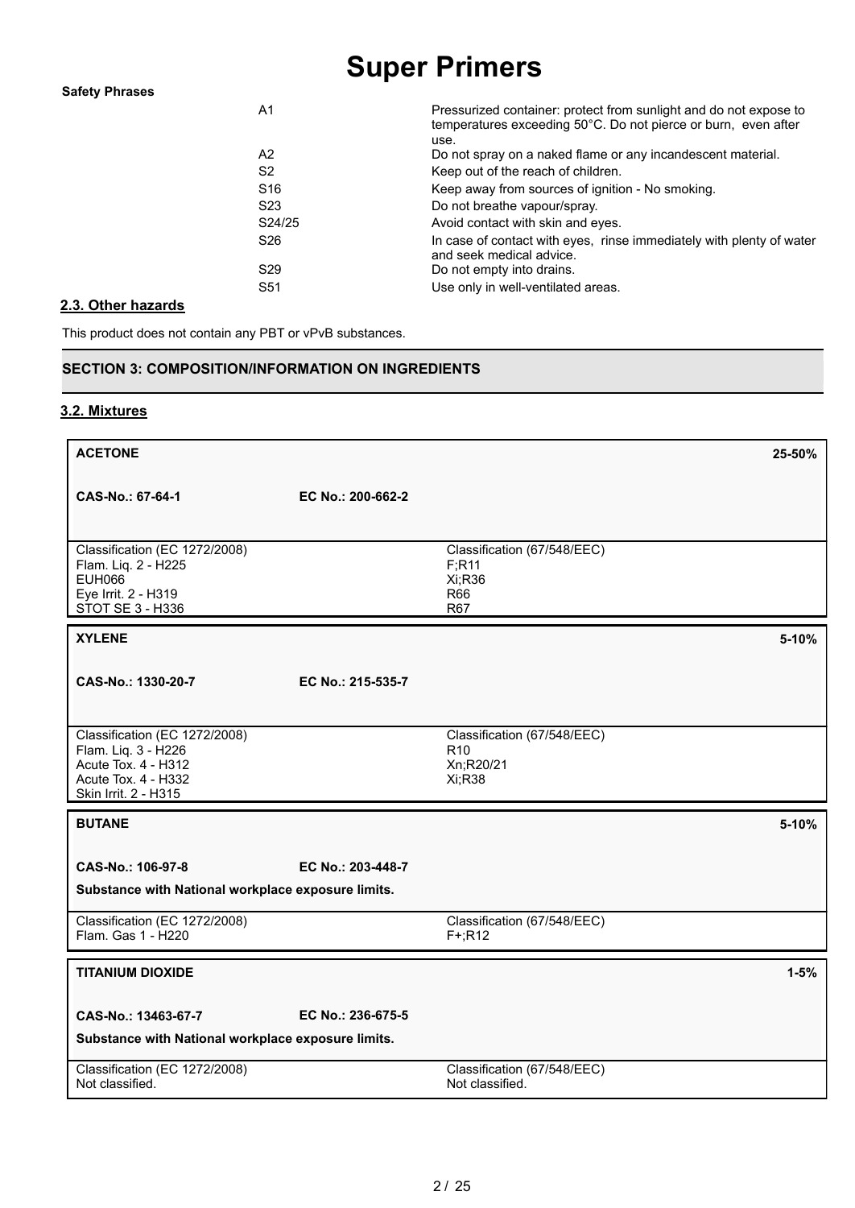**Safety Phrases**

| | |
|---|---|
| A1 | Pressurized container: protect from sunlight and do not expose to temperatures exceeding 50°C. Do not pierce or burn, even after use. |
| A2 | Do not spray on a naked flame or any incandescent material. |
| S2 | Keep out of the reach of children. |
| S16 | Keep away from sources of ignition - No smoking. |
| S23 | Do not breathe vapour/spray. |
| S24/25 | Avoid contact with skin and eyes. |
| S26 | In case of contact with eyes, rinse immediately with plenty of water and seek medical advice. |
| S29 | Do not empty into drains. |
| S51 | Use only in well-ventilated areas. |

### 2.3. Other hazards

This product does not contain any PBT or vPvB substances.

## SECTION 3: COMPOSITION/INFORMATION ON INGREDIENTS

### 3.2. Mixtures

**ACETONE** — 25-50%

**CAS-No.: 67-64-1** | **EC No.: 200-662-2**

| Classification (EC 1272/2008) | Classification (67/548/EEC) |
|---|---|
| Flam. Liq. 2 - H225 | F;R11 |
| EUH066 | Xi;R36 |
| Eye Irrit. 2 - H319 | R66 |
| STOT SE 3 - H336 | R67 |

**XYLENE** — 5-10%

**CAS-No.: 1330-20-7** | **EC No.: 215-535-7**

| Classification (EC 1272/2008) | Classification (67/548/EEC) |
|---|---|
| Flam. Liq. 3 - H226 | R10 |
| Acute Tox. 4 - H312 | Xn;R20/21 |
| Acute Tox. 4 - H332 | Xi;R38 |
| Skin Irrit. 2 - H315 | |

**BUTANE** — 5-10%

**CAS-No.: 106-97-8** | **EC No.: 203-448-7**

**Substance with National workplace exposure limits.**

| Classification (EC 1272/2008) | Classification (67/548/EEC) |
|---|---|
| Flam. Gas 1 - H220 | F+;R12 |

**TITANIUM DIOXIDE** — 1-5%

**CAS-No.: 13463-67-7** | **EC No.: 236-675-5**

**Substance with National workplace exposure limits.**

| Classification (EC 1272/2008) | Classification (67/548/EEC) |
|---|---|
| Not classified. | Not classified. |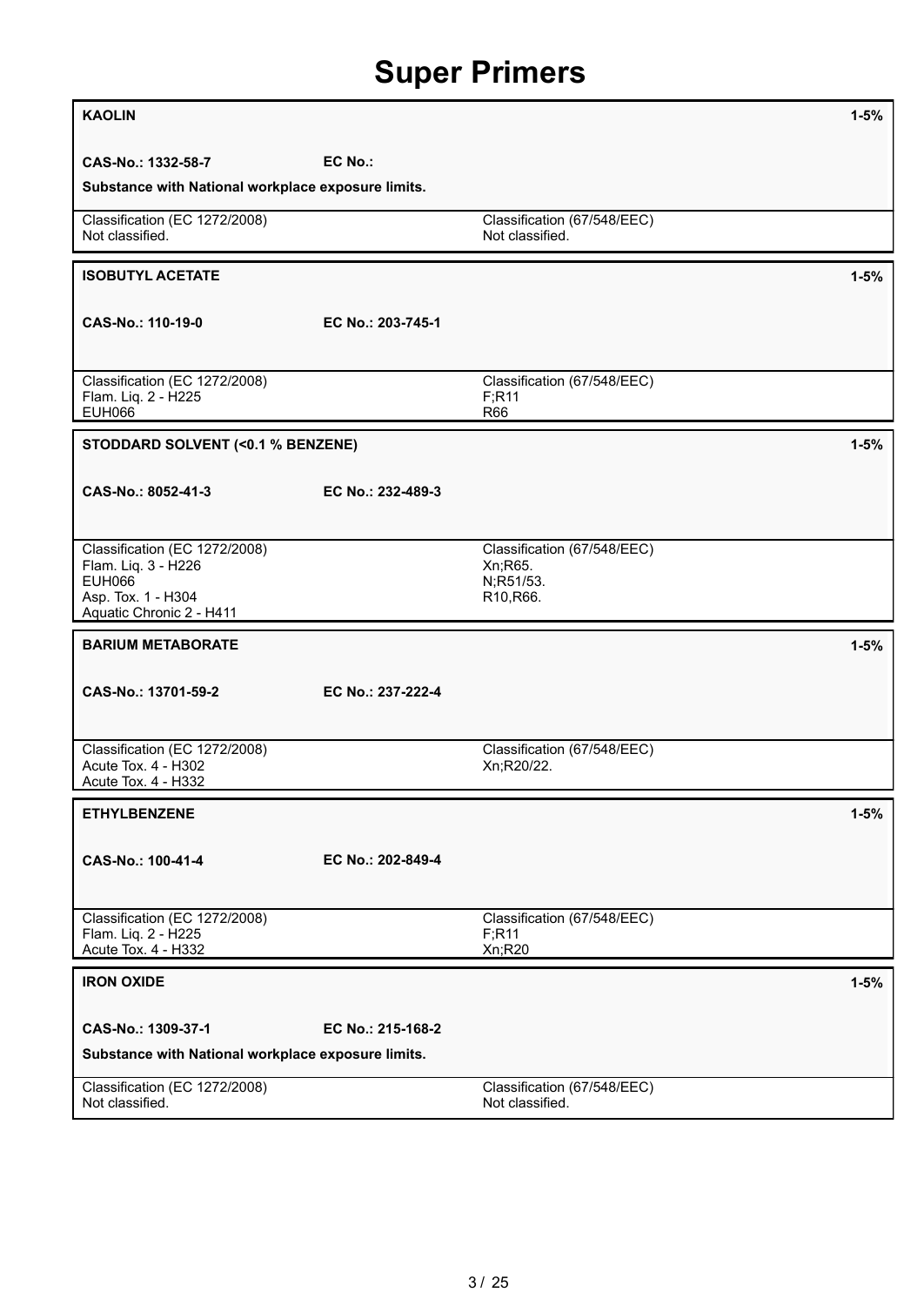# Super Primers

| **KAOLIN** | | **1-5%** |
|---|---|---|
| **CAS-No.: 1332-58-7** | **EC No.:** | |
| **Substance with National workplace exposure limits.** | | |
| Classification (EC 1272/2008)<br>Not classified. | Classification (67/548/EEC)<br>Not classified. | |

| **ISOBUTYL ACETATE** | | **1-5%** |
|---|---|---|
| **CAS-No.: 110-19-0** | **EC No.: 203-745-1** | |
| Classification (EC 1272/2008)<br>Flam. Liq. 2 - H225<br>EUH066 | Classification (67/548/EEC)<br>F;R11<br>R66 | |

| **STODDARD SOLVENT (<0.1 % BENZENE)** | | **1-5%** |
|---|---|---|
| **CAS-No.: 8052-41-3** | **EC No.: 232-489-3** | |
| Classification (EC 1272/2008)<br>Flam. Liq. 3 - H226<br>EUH066<br>Asp. Tox. 1 - H304<br>Aquatic Chronic 2 - H411 | Classification (67/548/EEC)<br>Xn;R65.<br>N;R51/53.<br>R10,R66. | |

| **BARIUM METABORATE** | | **1-5%** |
|---|---|---|
| **CAS-No.: 13701-59-2** | **EC No.: 237-222-4** | |
| Classification (EC 1272/2008)<br>Acute Tox. 4 - H302<br>Acute Tox. 4 - H332 | Classification (67/548/EEC)<br>Xn;R20/22. | |

| **ETHYLBENZENE** | | **1-5%** |
|---|---|---|
| **CAS-No.: 100-41-4** | **EC No.: 202-849-4** | |
| Classification (EC 1272/2008)<br>Flam. Liq. 2 - H225<br>Acute Tox. 4 - H332 | Classification (67/548/EEC)<br>F;R11<br>Xn;R20 | |

| **IRON OXIDE** | | **1-5%** |
|---|---|---|
| **CAS-No.: 1309-37-1** | **EC No.: 215-168-2** | |
| **Substance with National workplace exposure limits.** | | |
| Classification (EC 1272/2008)<br>Not classified. | Classification (67/548/EEC)<br>Not classified. | |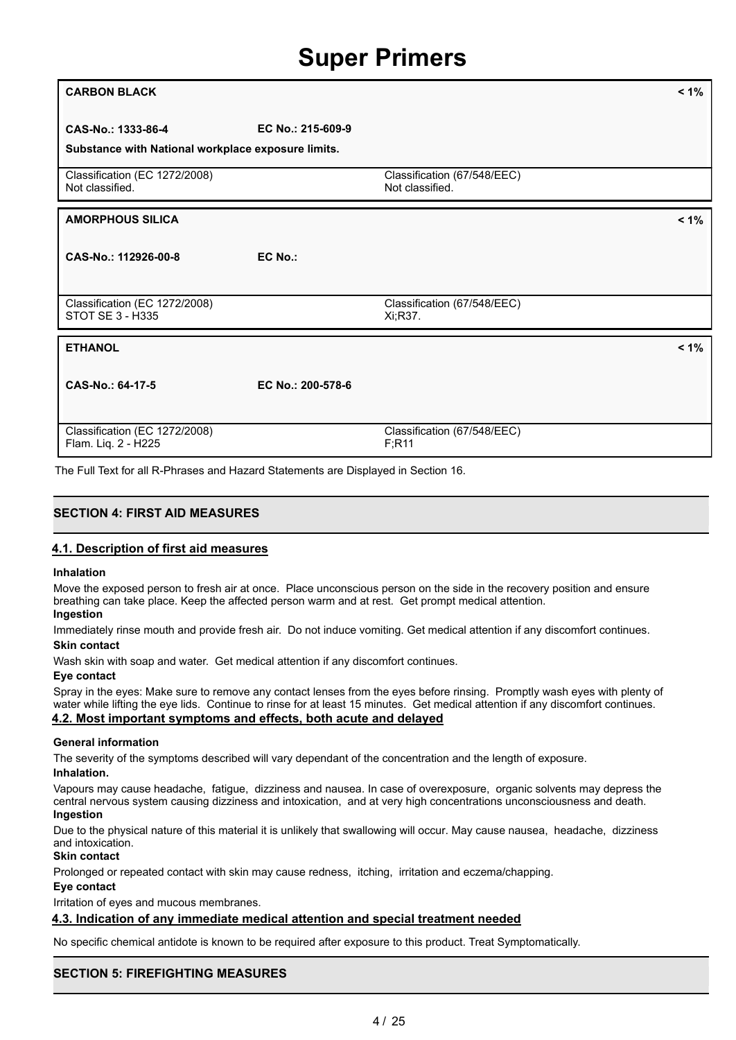| **CARBON BLACK** | | **< 1%** |
|---|---|---|
| **CAS-No.: 1333-86-4** | **EC No.: 215-609-9** | |
| **Substance with National workplace exposure limits.** | | |
| Classification (EC 1272/2008)<br>Not classified. | Classification (67/548/EEC)<br>Not classified. | |

| **AMORPHOUS SILICA** | | **< 1%** |
|---|---|---|
| **CAS-No.: 112926-00-8** | **EC No.:** | |
| Classification (EC 1272/2008)<br>STOT SE 3 - H335 | Classification (67/548/EEC)<br>Xi;R37. | |

| **ETHANOL** | | **< 1%** |
|---|---|---|
| **CAS-No.: 64-17-5** | **EC No.: 200-578-6** | |
| Classification (EC 1272/2008)<br>Flam. Liq. 2 - H225 | Classification (67/548/EEC)<br>F;R11 | |

The Full Text for all R-Phrases and Hazard Statements are Displayed in Section 16.

## SECTION 4: FIRST AID MEASURES

### 4.1. Description of first aid measures

**Inhalation**

Move the exposed person to fresh air at once. Place unconscious person on the side in the recovery position and ensure breathing can take place. Keep the affected person warm and at rest. Get prompt medical attention.

**Ingestion**

Immediately rinse mouth and provide fresh air. Do not induce vomiting. Get medical attention if any discomfort continues.

**Skin contact**

Wash skin with soap and water. Get medical attention if any discomfort continues.

**Eye contact**

Spray in the eyes: Make sure to remove any contact lenses from the eyes before rinsing. Promptly wash eyes with plenty of water while lifting the eye lids. Continue to rinse for at least 15 minutes. Get medical attention if any discomfort continues.

### 4.2. Most important symptoms and effects, both acute and delayed

**General information**

The severity of the symptoms described will vary dependant of the concentration and the length of exposure.

**Inhalation.**

Vapours may cause headache, fatigue, dizziness and nausea. In case of overexposure, organic solvents may depress the central nervous system causing dizziness and intoxication, and at very high concentrations unconsciousness and death.

**Ingestion**

Due to the physical nature of this material it is unlikely that swallowing will occur. May cause nausea, headache, dizziness and intoxication.

**Skin contact**

Prolonged or repeated contact with skin may cause redness, itching, irritation and eczema/chapping.

**Eye contact**

Irritation of eyes and mucous membranes.

### 4.3. Indication of any immediate medical attention and special treatment needed

No specific chemical antidote is known to be required after exposure to this product. Treat Symptomatically.

## SECTION 5: FIREFIGHTING MEASURES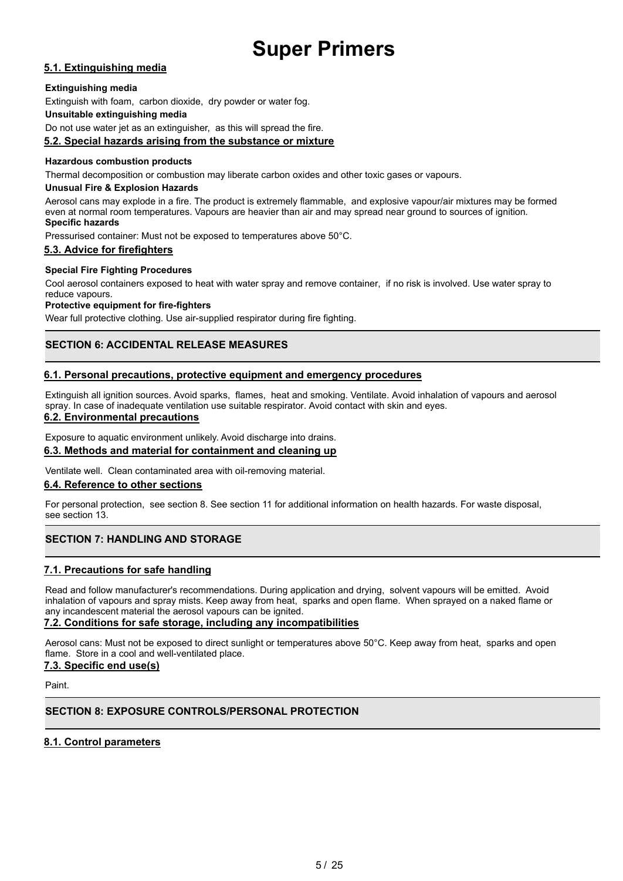### 5.1. Extinguishing media

**Extinguishing media**

Extinguish with foam, carbon dioxide, dry powder or water fog.

**Unsuitable extinguishing media**

Do not use water jet as an extinguisher, as this will spread the fire.

### 5.2. Special hazards arising from the substance or mixture

**Hazardous combustion products**

Thermal decomposition or combustion may liberate carbon oxides and other toxic gases or vapours.

**Unusual Fire & Explosion Hazards**

Aerosol cans may explode in a fire. The product is extremely flammable, and explosive vapour/air mixtures may be formed even at normal room temperatures. Vapours are heavier than air and may spread near ground to sources of ignition.

**Specific hazards**

Pressurised container: Must not be exposed to temperatures above 50°C.

### 5.3. Advice for firefighters

**Special Fire Fighting Procedures**

Cool aerosol containers exposed to heat with water spray and remove container, if no risk is involved. Use water spray to reduce vapours.

**Protective equipment for fire-fighters**

Wear full protective clothing. Use air-supplied respirator during fire fighting.

## SECTION 6: ACCIDENTAL RELEASE MEASURES

### 6.1. Personal precautions, protective equipment and emergency procedures

Extinguish all ignition sources. Avoid sparks, flames, heat and smoking. Ventilate. Avoid inhalation of vapours and aerosol spray. In case of inadequate ventilation use suitable respirator. Avoid contact with skin and eyes.

### 6.2. Environmental precautions

Exposure to aquatic environment unlikely. Avoid discharge into drains.

### 6.3. Methods and material for containment and cleaning up

Ventilate well. Clean contaminated area with oil-removing material.

### 6.4. Reference to other sections

For personal protection, see section 8. See section 11 for additional information on health hazards. For waste disposal, see section 13.

## SECTION 7: HANDLING AND STORAGE

### 7.1. Precautions for safe handling

Read and follow manufacturer's recommendations. During application and drying, solvent vapours will be emitted. Avoid inhalation of vapours and spray mists. Keep away from heat, sparks and open flame. When sprayed on a naked flame or any incandescent material the aerosol vapours can be ignited.

### 7.2. Conditions for safe storage, including any incompatibilities

Aerosol cans: Must not be exposed to direct sunlight or temperatures above 50°C. Keep away from heat, sparks and open flame. Store in a cool and well-ventilated place.

### 7.3. Specific end use(s)

Paint.

## SECTION 8: EXPOSURE CONTROLS/PERSONAL PROTECTION

### 8.1. Control parameters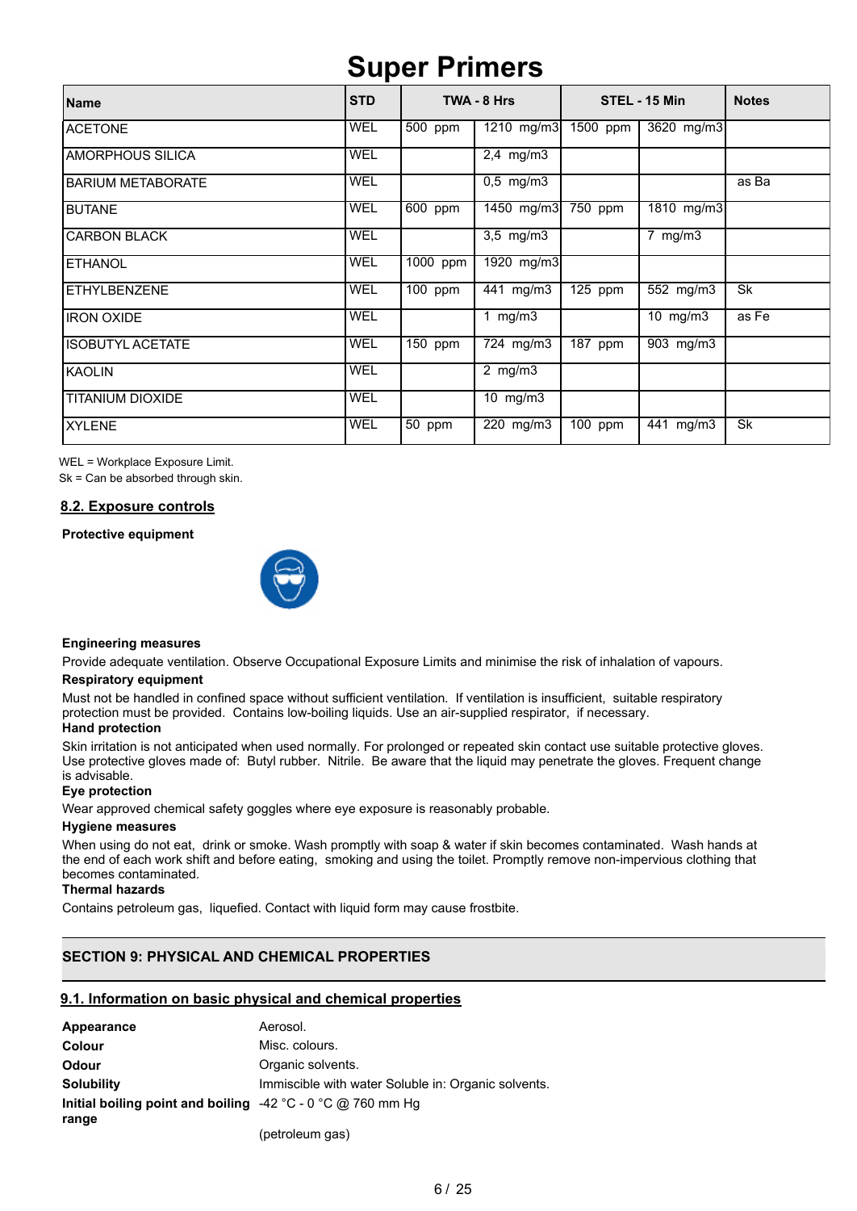# Super Primers

| Name | STD | TWA - 8 Hrs | | STEL - 15 Min | | Notes |
|---|---|---|---|---|---|---|
| ACETONE | WEL | 500 ppm | 1210 mg/m3 | 1500 ppm | 3620 mg/m3 | |
| AMORPHOUS SILICA | WEL | | 2,4 mg/m3 | | | |
| BARIUM METABORATE | WEL | | 0,5 mg/m3 | | | as Ba |
| BUTANE | WEL | 600 ppm | 1450 mg/m3 | 750 ppm | 1810 mg/m3 | |
| CARBON BLACK | WEL | | 3,5 mg/m3 | | 7 mg/m3 | |
| ETHANOL | WEL | 1000 ppm | 1920 mg/m3 | | | |
| ETHYLBENZENE | WEL | 100 ppm | 441 mg/m3 | 125 ppm | 552 mg/m3 | Sk |
| IRON OXIDE | WEL | | 1 mg/m3 | | 10 mg/m3 | as Fe |
| ISOBUTYL ACETATE | WEL | 150 ppm | 724 mg/m3 | 187 ppm | 903 mg/m3 | |
| KAOLIN | WEL | | 2 mg/m3 | | | |
| TITANIUM DIOXIDE | WEL | | 10 mg/m3 | | | |
| XYLENE | WEL | 50 ppm | 220 mg/m3 | 100 ppm | 441 mg/m3 | Sk |

WEL = Workplace Exposure Limit.
Sk = Can be absorbed through skin.

## 8.2. Exposure controls

**Protective equipment**

**Engineering measures**

Provide adequate ventilation. Observe Occupational Exposure Limits and minimise the risk of inhalation of vapours.

**Respiratory equipment**

Must not be handled in confined space without sufficient ventilation. If ventilation is insufficient, suitable respiratory protection must be provided. Contains low-boiling liquids. Use an air-supplied respirator, if necessary.

**Hand protection**

Skin irritation is not anticipated when used normally. For prolonged or repeated skin contact use suitable protective gloves. Use protective gloves made of: Butyl rubber. Nitrile. Be aware that the liquid may penetrate the gloves. Frequent change is advisable.

**Eye protection**

Wear approved chemical safety goggles where eye exposure is reasonably probable.

**Hygiene measures**

When using do not eat, drink or smoke. Wash promptly with soap & water if skin becomes contaminated. Wash hands at the end of each work shift and before eating, smoking and using the toilet. Promptly remove non-impervious clothing that becomes contaminated.

**Thermal hazards**

Contains petroleum gas, liquefied. Contact with liquid form may cause frostbite.

## SECTION 9: PHYSICAL AND CHEMICAL PROPERTIES

## 9.1. Information on basic physical and chemical properties

| | |
|---|---|
| **Appearance** | Aerosol. |
| **Colour** | Misc. colours. |
| **Odour** | Organic solvents. |
| **Solubility** | Immiscible with water Soluble in: Organic solvents. |
| **Initial boiling point and boiling range** | -42 °C - 0 °C @ 760 mm Hg<br>(petroleum gas) |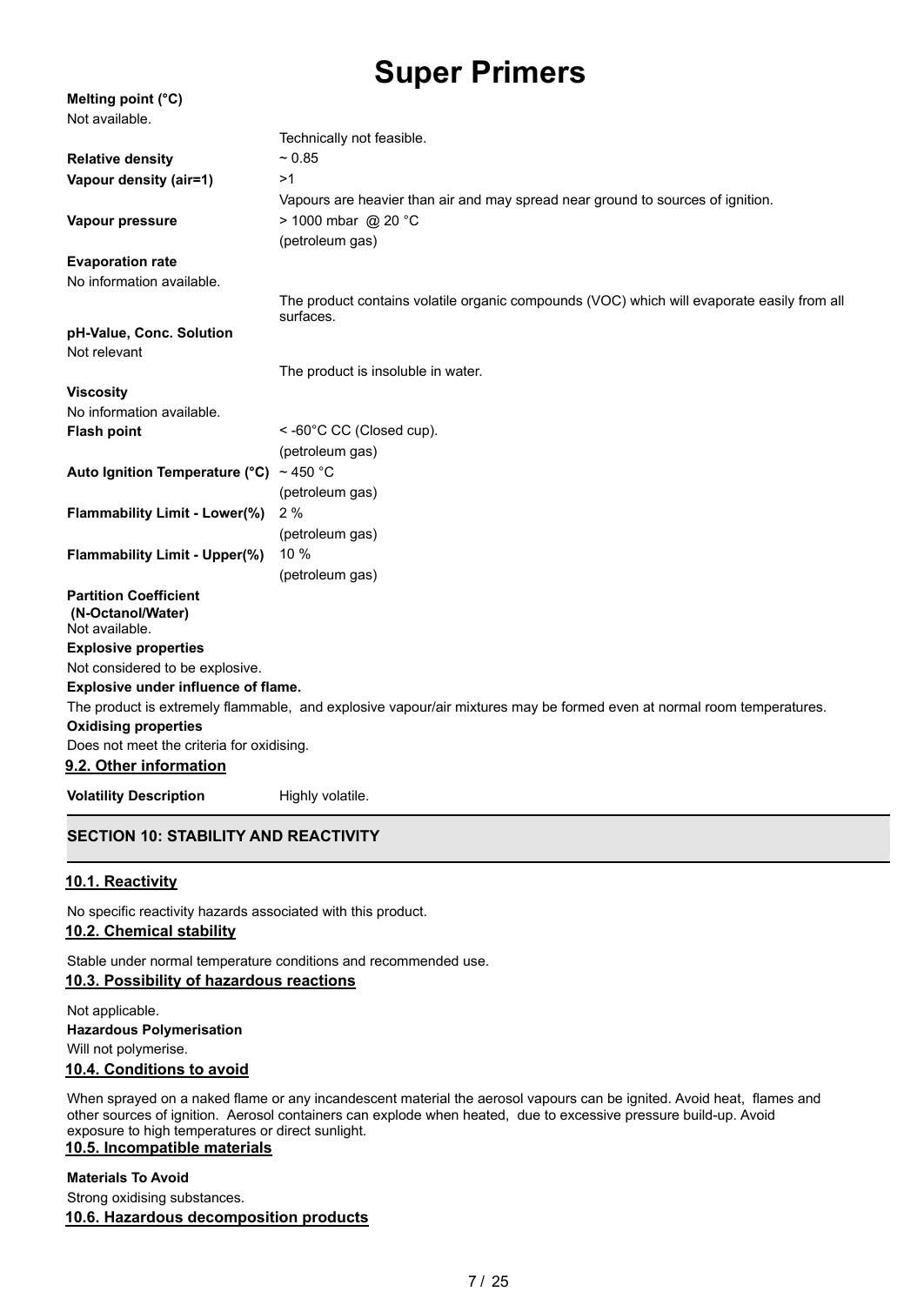**Melting point (°C)**

Not available.

Technically not feasible.

**Relative density** ~ 0.85

**Vapour density (air=1)** >1

Vapours are heavier than air and may spread near ground to sources of ignition.

**Vapour pressure** > 1000 mbar @ 20 °C

(petroleum gas)

**Evaporation rate**

No information available.

The product contains volatile organic compounds (VOC) which will evaporate easily from all surfaces.

**pH-Value, Conc. Solution**

Not relevant

The product is insoluble in water.

**Viscosity**

No information available.

**Flash point** < -60°C CC (Closed cup).

(petroleum gas)

**Auto Ignition Temperature (°C)** ~ 450 °C

(petroleum gas)

**Flammability Limit - Lower(%)** 2 %

(petroleum gas)

**Flammability Limit - Upper(%)** 10 %

(petroleum gas)

**Partition Coefficient (N-Octanol/Water)**

Not available.

**Explosive properties**

Not considered to be explosive.

**Explosive under influence of flame.**

The product is extremely flammable, and explosive vapour/air mixtures may be formed even at normal room temperatures.

**Oxidising properties**

Does not meet the criteria for oxidising.

### 9.2. Other information

**Volatility Description** Highly volatile.

## SECTION 10: STABILITY AND REACTIVITY

### 10.1. Reactivity

No specific reactivity hazards associated with this product.

### 10.2. Chemical stability

Stable under normal temperature conditions and recommended use.

### 10.3. Possibility of hazardous reactions

Not applicable.

**Hazardous Polymerisation**

Will not polymerise.

### 10.4. Conditions to avoid

When sprayed on a naked flame or any incandescent material the aerosol vapours can be ignited. Avoid heat, flames and other sources of ignition. Aerosol containers can explode when heated, due to excessive pressure build-up. Avoid exposure to high temperatures or direct sunlight.

### 10.5. Incompatible materials

**Materials To Avoid**

Strong oxidising substances.

### 10.6. Hazardous decomposition products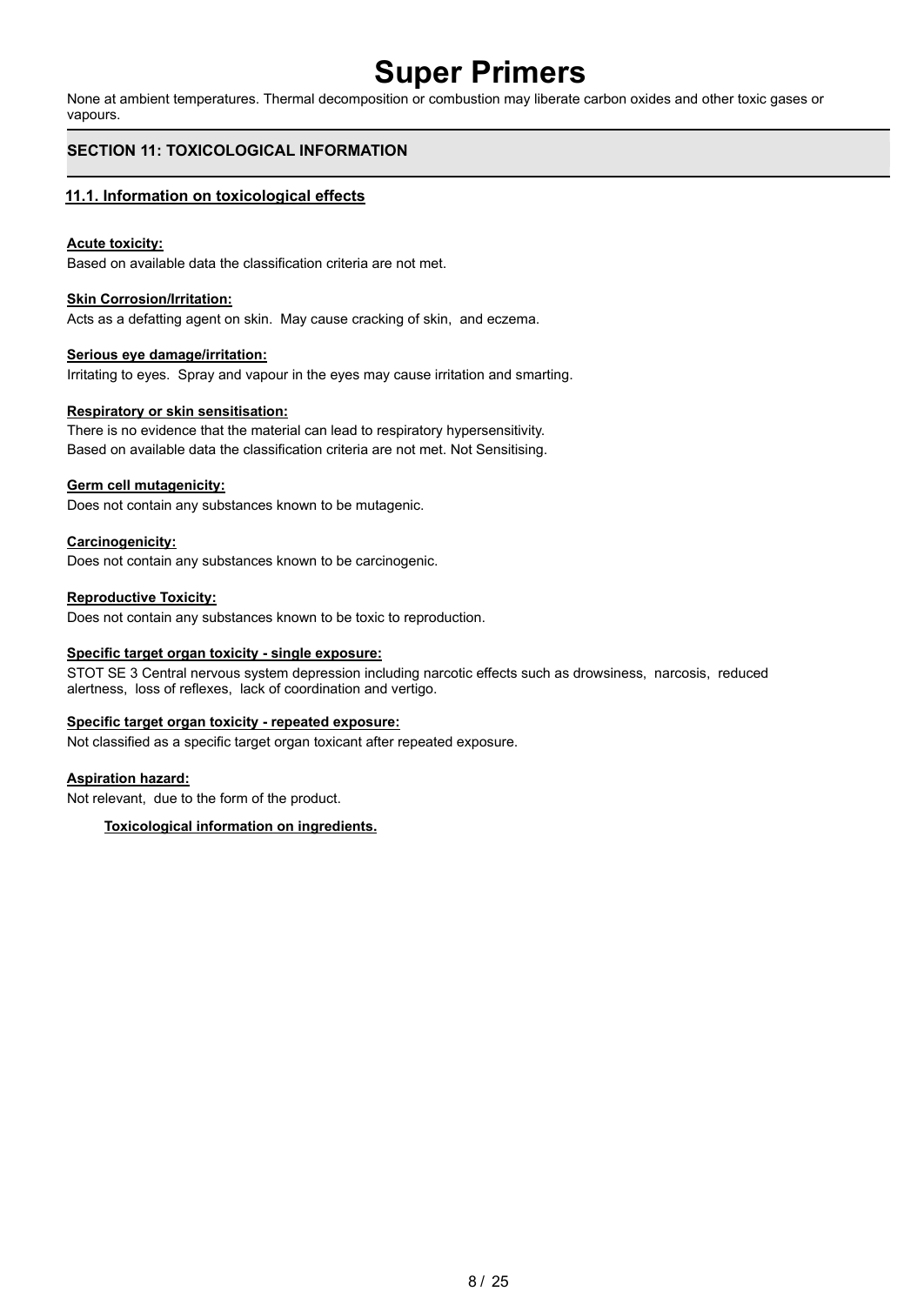None at ambient temperatures. Thermal decomposition or combustion may liberate carbon oxides and other toxic gases or vapours.

## SECTION 11: TOXICOLOGICAL INFORMATION

### 11.1. Information on toxicological effects

**Acute toxicity:**

Based on available data the classification criteria are not met.

**Skin Corrosion/Irritation:**

Acts as a defatting agent on skin. May cause cracking of skin, and eczema.

**Serious eye damage/irritation:**

Irritating to eyes. Spray and vapour in the eyes may cause irritation and smarting.

**Respiratory or skin sensitisation:**

There is no evidence that the material can lead to respiratory hypersensitivity.
Based on available data the classification criteria are not met. Not Sensitising.

**Germ cell mutagenicity:**

Does not contain any substances known to be mutagenic.

**Carcinogenicity:**

Does not contain any substances known to be carcinogenic.

**Reproductive Toxicity:**

Does not contain any substances known to be toxic to reproduction.

**Specific target organ toxicity - single exposure:**

STOT SE 3 Central nervous system depression including narcotic effects such as drowsiness, narcosis, reduced alertness, loss of reflexes, lack of coordination and vertigo.

**Specific target organ toxicity - repeated exposure:**

Not classified as a specific target organ toxicant after repeated exposure.

**Aspiration hazard:**

Not relevant, due to the form of the product.

**Toxicological information on ingredients.**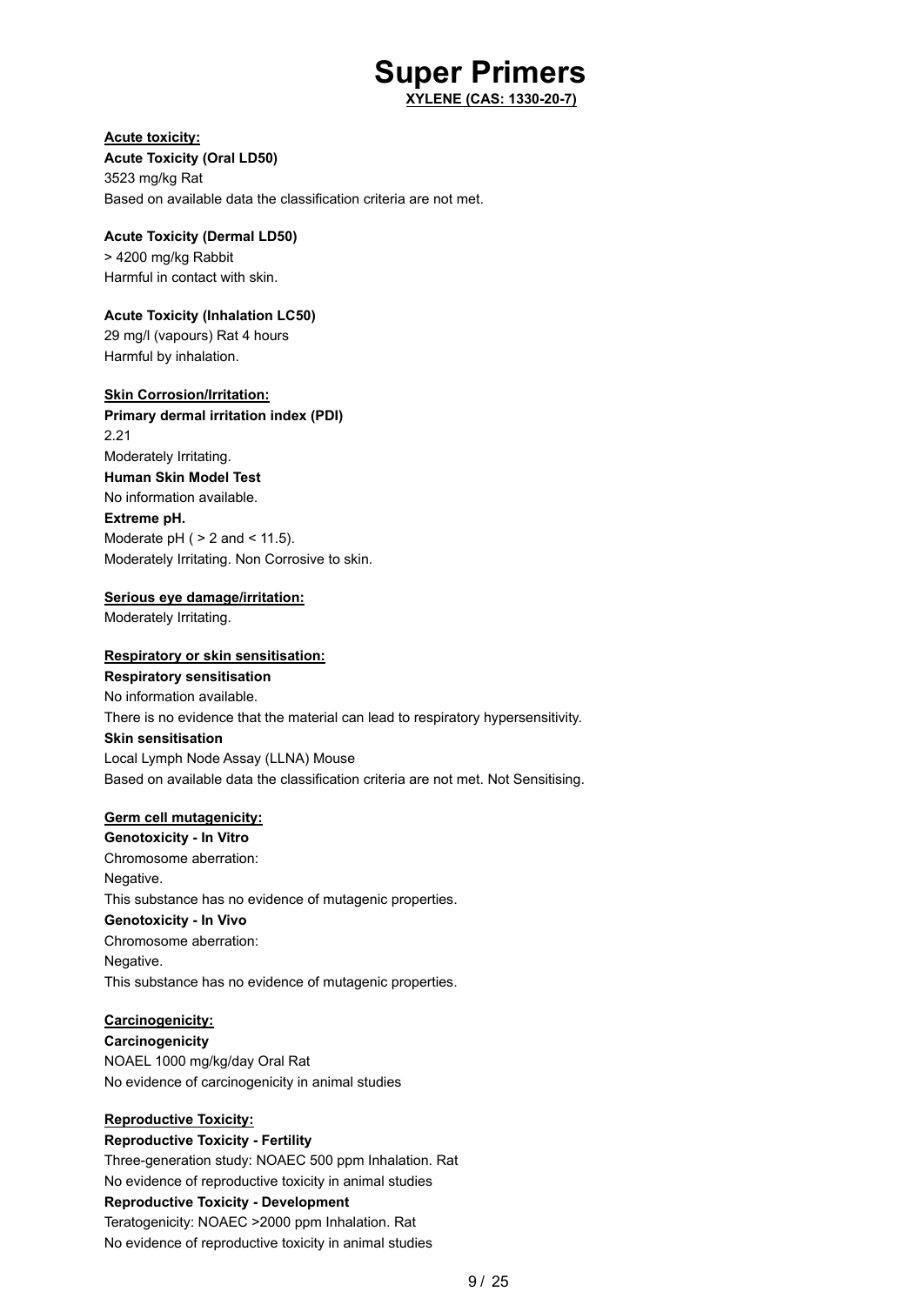# Super Primers

**XYLENE (CAS: 1330-20-7)**

**Acute toxicity:**

**Acute Toxicity (Oral LD50)**

3523 mg/kg Rat

Based on available data the classification criteria are not met.

**Acute Toxicity (Dermal LD50)**

> 4200 mg/kg Rabbit

Harmful in contact with skin.

**Acute Toxicity (Inhalation LC50)**

29 mg/l (vapours) Rat 4 hours

Harmful by inhalation.

**Skin Corrosion/Irritation:**

**Primary dermal irritation index (PDI)**

2.21

Moderately Irritating.

**Human Skin Model Test**

No information available.

**Extreme pH.**

Moderate pH ( > 2 and < 11.5).

Moderately Irritating. Non Corrosive to skin.

**Serious eye damage/irritation:**

Moderately Irritating.

**Respiratory or skin sensitisation:**

**Respiratory sensitisation**

No information available.

There is no evidence that the material can lead to respiratory hypersensitivity.

**Skin sensitisation**

Local Lymph Node Assay (LLNA) Mouse

Based on available data the classification criteria are not met. Not Sensitising.

**Germ cell mutagenicity:**

**Genotoxicity - In Vitro**

Chromosome aberration:

Negative.

This substance has no evidence of mutagenic properties.

**Genotoxicity - In Vivo**

Chromosome aberration:

Negative.

This substance has no evidence of mutagenic properties.

**Carcinogenicity:**

**Carcinogenicity**

NOAEL 1000 mg/kg/day Oral Rat

No evidence of carcinogenicity in animal studies

**Reproductive Toxicity:**

**Reproductive Toxicity - Fertility**

Three-generation study: NOAEC 500 ppm Inhalation. Rat

No evidence of reproductive toxicity in animal studies

**Reproductive Toxicity - Development**

Teratogenicity: NOAEC >2000 ppm Inhalation. Rat

No evidence of reproductive toxicity in animal studies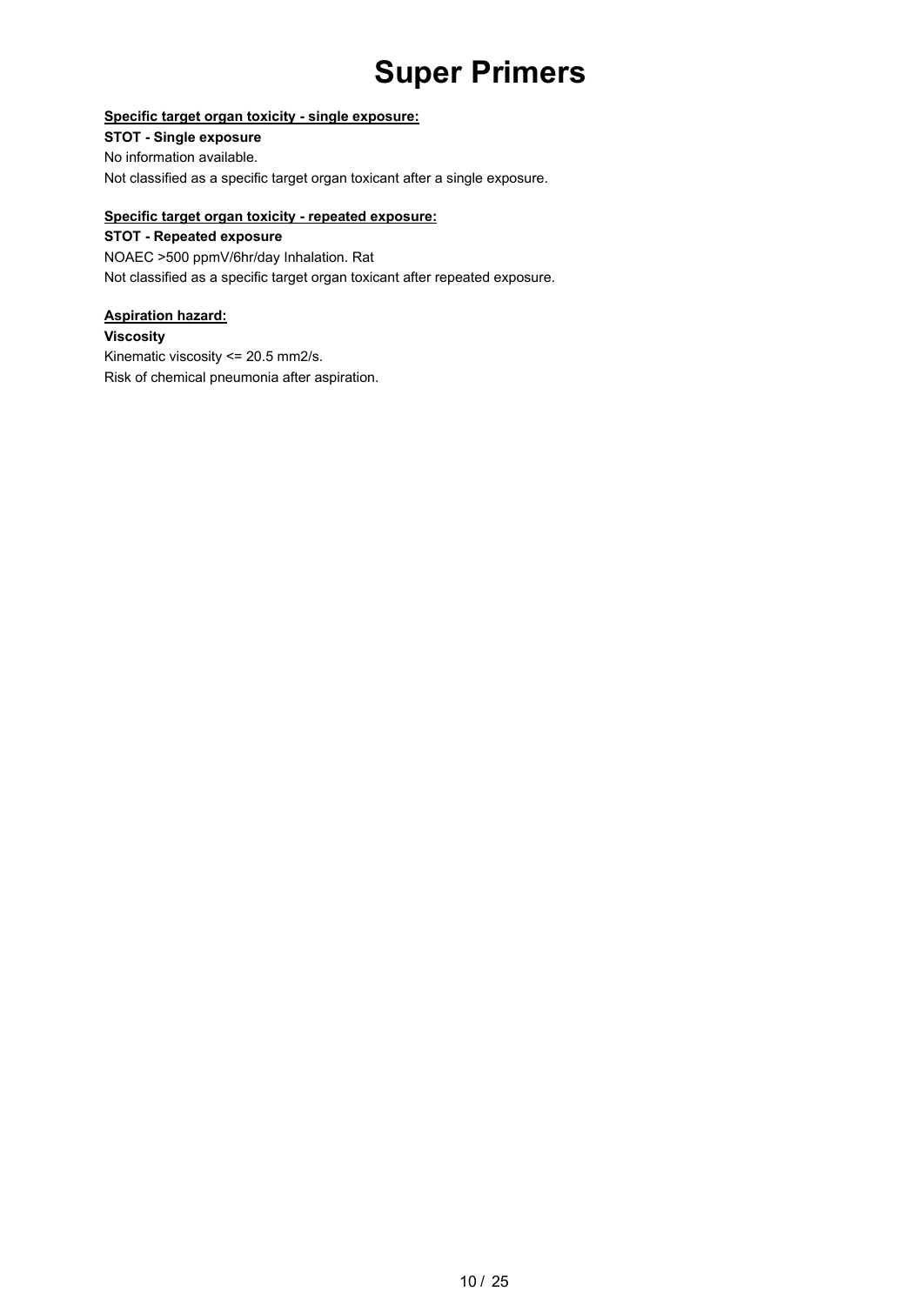**Specific target organ toxicity - single exposure:**

**STOT - Single exposure**

No information available.

Not classified as a specific target organ toxicant after a single exposure.

**Specific target organ toxicity - repeated exposure:**

**STOT - Repeated exposure**

NOAEC >500 ppmV/6hr/day Inhalation. Rat

Not classified as a specific target organ toxicant after repeated exposure.

**Aspiration hazard:**

**Viscosity**

Kinematic viscosity <= 20.5 mm2/s.

Risk of chemical pneumonia after aspiration.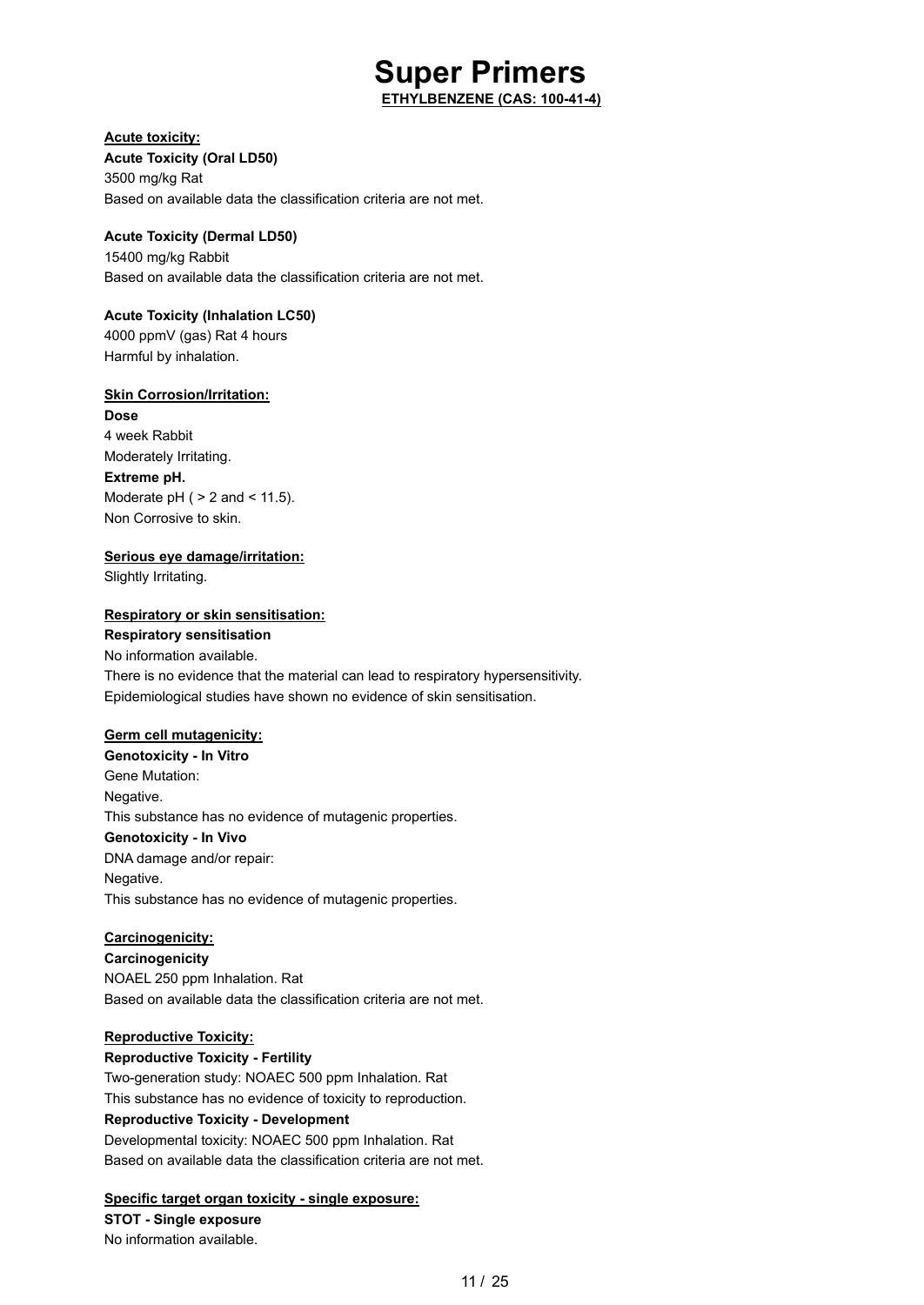# Super Primers

**ETHYLBENZENE (CAS: 100-41-4)**

**Acute toxicity:**

**Acute Toxicity (Oral LD50)**

3500 mg/kg Rat

Based on available data the classification criteria are not met.

**Acute Toxicity (Dermal LD50)**

15400 mg/kg Rabbit

Based on available data the classification criteria are not met.

**Acute Toxicity (Inhalation LC50)**

4000 ppmV (gas) Rat 4 hours

Harmful by inhalation.

**Skin Corrosion/Irritation:**

**Dose**

4 week Rabbit

Moderately Irritating.

**Extreme pH.**

Moderate pH ( > 2 and < 11.5).

Non Corrosive to skin.

**Serious eye damage/irritation:**

Slightly Irritating.

**Respiratory or skin sensitisation:**

**Respiratory sensitisation**

No information available.

There is no evidence that the material can lead to respiratory hypersensitivity.

Epidemiological studies have shown no evidence of skin sensitisation.

**Germ cell mutagenicity:**

**Genotoxicity - In Vitro**

Gene Mutation:

Negative.

This substance has no evidence of mutagenic properties.

**Genotoxicity - In Vivo**

DNA damage and/or repair:

Negative.

This substance has no evidence of mutagenic properties.

**Carcinogenicity:**

**Carcinogenicity**

NOAEL 250 ppm Inhalation. Rat

Based on available data the classification criteria are not met.

**Reproductive Toxicity:**

**Reproductive Toxicity - Fertility**

Two-generation study: NOAEC 500 ppm Inhalation. Rat

This substance has no evidence of toxicity to reproduction.

**Reproductive Toxicity - Development**

Developmental toxicity: NOAEC 500 ppm Inhalation. Rat

Based on available data the classification criteria are not met.

**Specific target organ toxicity - single exposure:**

**STOT - Single exposure**

No information available.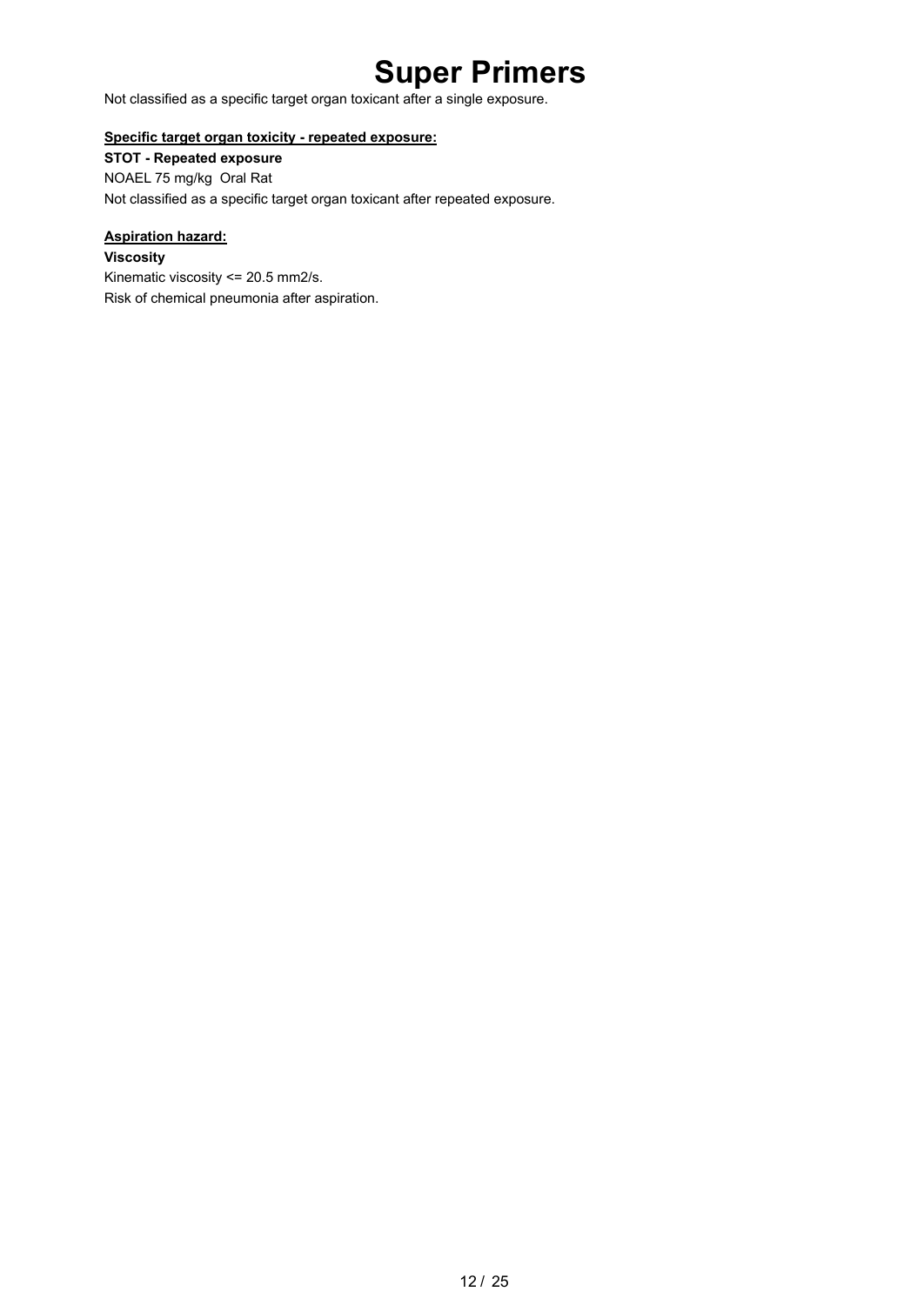Not classified as a specific target organ toxicant after a single exposure.

**Specific target organ toxicity - repeated exposure:**

**STOT - Repeated exposure**

NOAEL 75 mg/kg  Oral Rat

Not classified as a specific target organ toxicant after repeated exposure.

**Aspiration hazard:**

**Viscosity**

Kinematic viscosity <= 20.5 mm2/s.

Risk of chemical pneumonia after aspiration.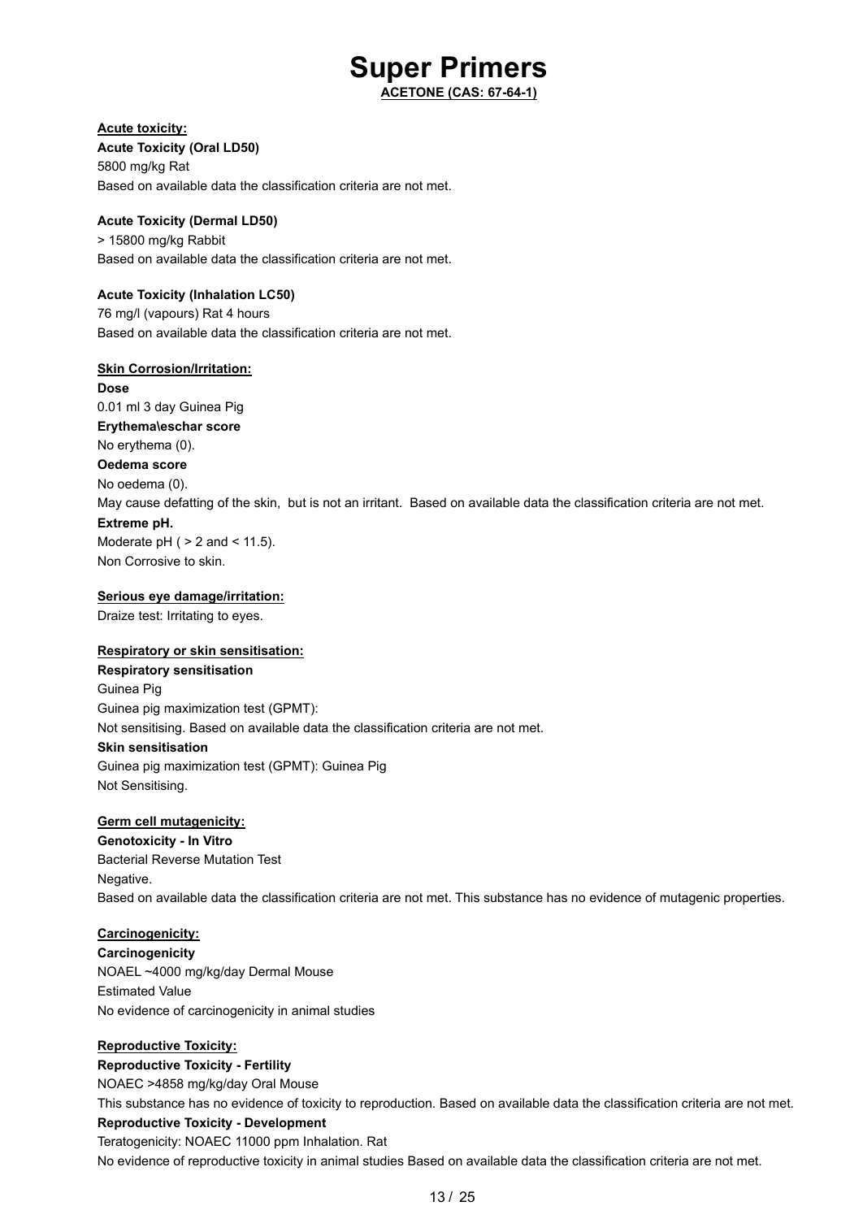# Super Primers

**ACETONE (CAS: 67-64-1)**

**Acute toxicity:**

**Acute Toxicity (Oral LD50)**

5800 mg/kg Rat

Based on available data the classification criteria are not met.

**Acute Toxicity (Dermal LD50)**

> 15800 mg/kg Rabbit

Based on available data the classification criteria are not met.

**Acute Toxicity (Inhalation LC50)**

76 mg/l (vapours) Rat 4 hours

Based on available data the classification criteria are not met.

**Skin Corrosion/Irritation:**

**Dose**

0.01 ml 3 day Guinea Pig

**Erythema\eschar score**

No erythema (0).

**Oedema score**

No oedema (0).

May cause defatting of the skin, but is not an irritant. Based on available data the classification criteria are not met.

**Extreme pH.**

Moderate pH ( > 2 and < 11.5).

Non Corrosive to skin.

**Serious eye damage/irritation:**

Draize test: Irritating to eyes.

**Respiratory or skin sensitisation:**

**Respiratory sensitisation**

Guinea Pig

Guinea pig maximization test (GPMT):

Not sensitising. Based on available data the classification criteria are not met.

**Skin sensitisation**

Guinea pig maximization test (GPMT): Guinea Pig

Not Sensitising.

**Germ cell mutagenicity:**

**Genotoxicity - In Vitro**

Bacterial Reverse Mutation Test

Negative.

Based on available data the classification criteria are not met. This substance has no evidence of mutagenic properties.

**Carcinogenicity:**

**Carcinogenicity**

NOAEL ~4000 mg/kg/day Dermal Mouse

Estimated Value

No evidence of carcinogenicity in animal studies

**Reproductive Toxicity:**

**Reproductive Toxicity - Fertility**

NOAEC >4858 mg/kg/day Oral Mouse

This substance has no evidence of toxicity to reproduction. Based on available data the classification criteria are not met.

**Reproductive Toxicity - Development**

Teratogenicity: NOAEC 11000 ppm Inhalation. Rat

No evidence of reproductive toxicity in animal studies Based on available data the classification criteria are not met.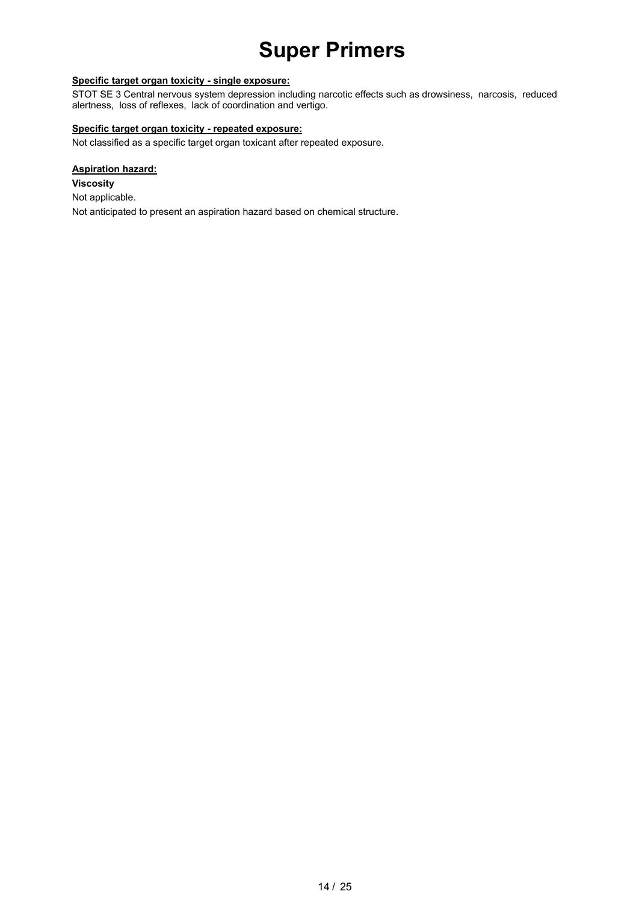**Specific target organ toxicity - single exposure:**

STOT SE 3 Central nervous system depression including narcotic effects such as drowsiness, narcosis, reduced alertness, loss of reflexes, lack of coordination and vertigo.

**Specific target organ toxicity - repeated exposure:**

Not classified as a specific target organ toxicant after repeated exposure.

**Aspiration hazard:**

**Viscosity**

Not applicable.

Not anticipated to present an aspiration hazard based on chemical structure.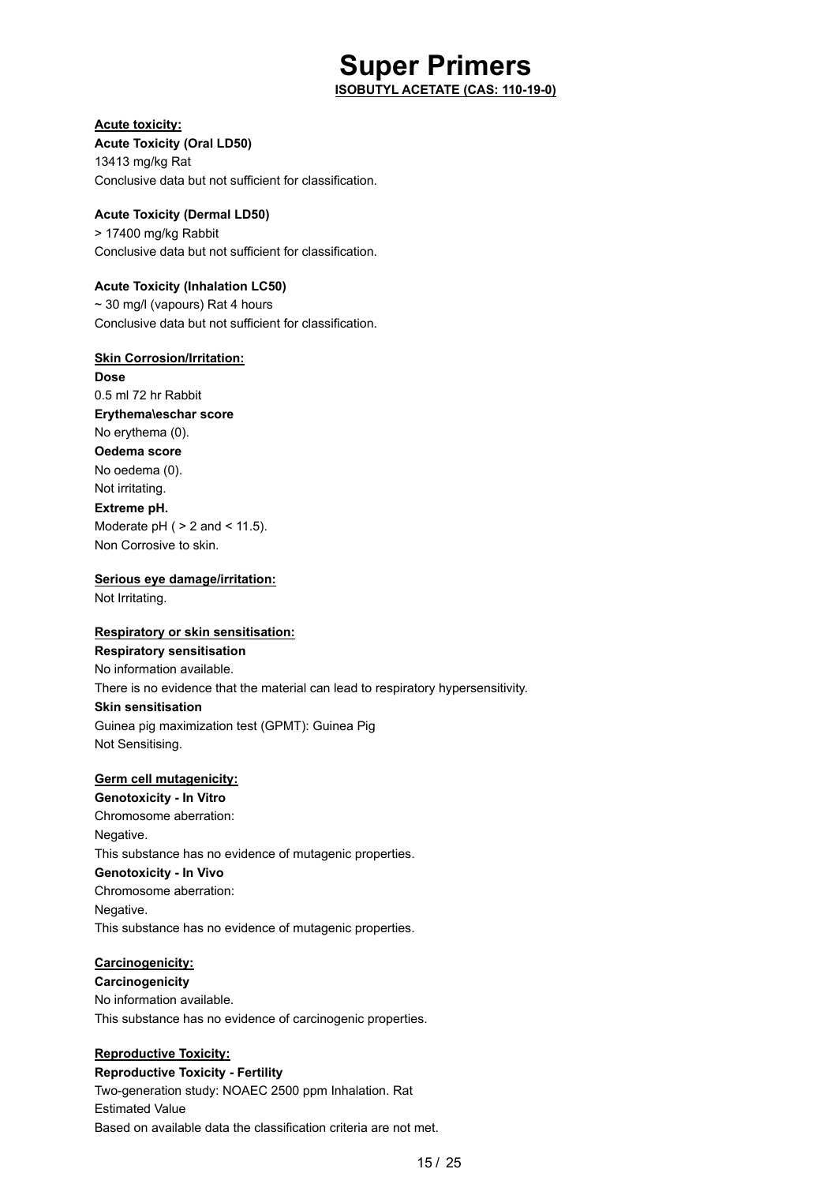# Super Primers

**ISOBUTYL ACETATE (CAS: 110-19-0)**

**Acute toxicity:**

**Acute Toxicity (Oral LD50)**

13413 mg/kg Rat

Conclusive data but not sufficient for classification.

**Acute Toxicity (Dermal LD50)**

> 17400 mg/kg Rabbit

Conclusive data but not sufficient for classification.

**Acute Toxicity (Inhalation LC50)**

~ 30 mg/l (vapours) Rat 4 hours

Conclusive data but not sufficient for classification.

**Skin Corrosion/Irritation:**

**Dose**

0.5 ml 72 hr Rabbit

**Erythema\eschar score**

No erythema (0).

**Oedema score**

No oedema (0).

Not irritating.

**Extreme pH.**

Moderate pH ( > 2 and < 11.5).

Non Corrosive to skin.

**Serious eye damage/irritation:**

Not Irritating.

**Respiratory or skin sensitisation:**

**Respiratory sensitisation**

No information available.

There is no evidence that the material can lead to respiratory hypersensitivity.

**Skin sensitisation**

Guinea pig maximization test (GPMT): Guinea Pig

Not Sensitising.

**Germ cell mutagenicity:**

**Genotoxicity - In Vitro**

Chromosome aberration:

Negative.

This substance has no evidence of mutagenic properties.

**Genotoxicity - In Vivo**

Chromosome aberration:

Negative.

This substance has no evidence of mutagenic properties.

**Carcinogenicity:**

**Carcinogenicity**

No information available.

This substance has no evidence of carcinogenic properties.

**Reproductive Toxicity:**

**Reproductive Toxicity - Fertility**

Two-generation study: NOAEC 2500 ppm Inhalation. Rat

Estimated Value

Based on available data the classification criteria are not met.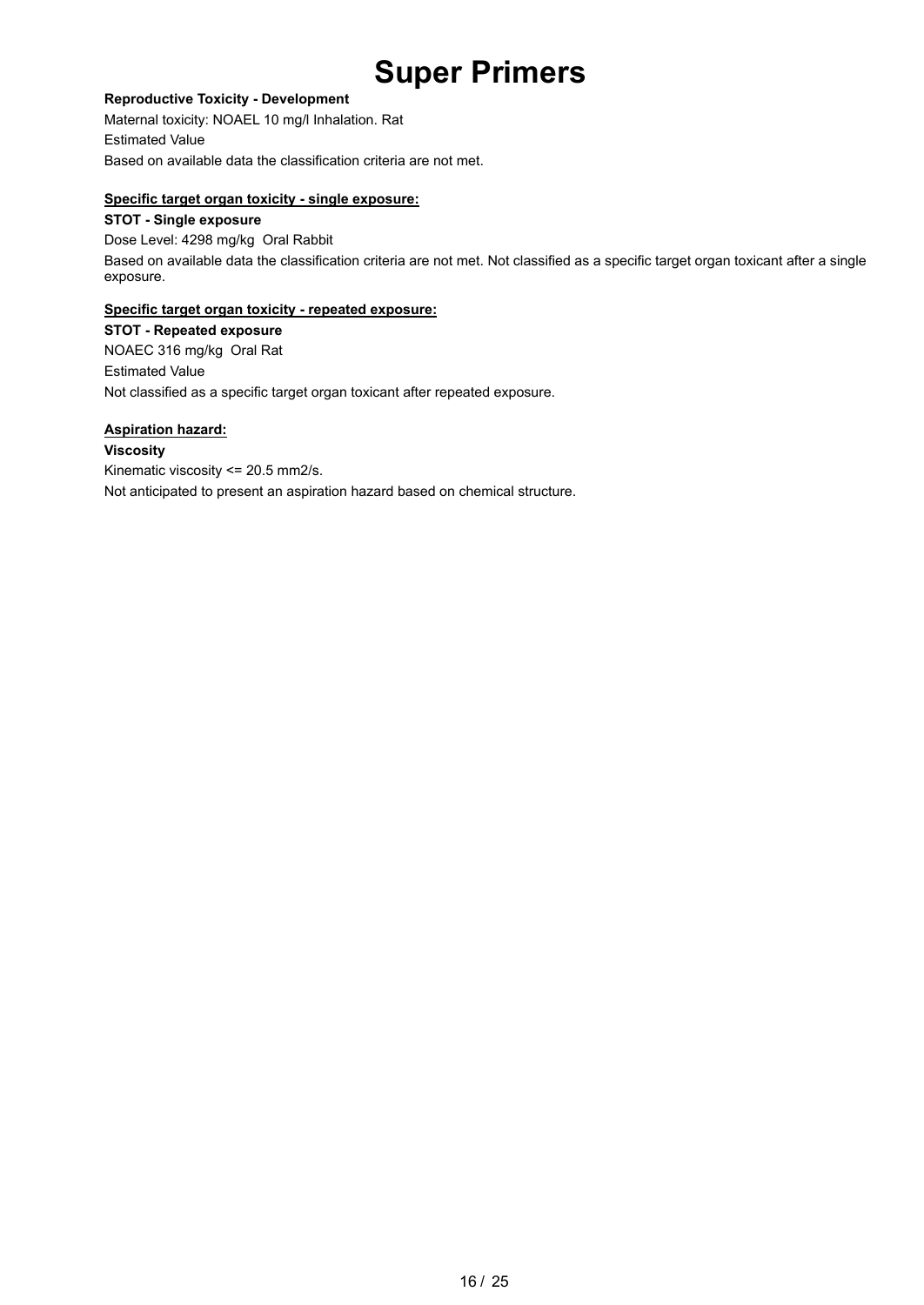**Reproductive Toxicity - Development**

Maternal toxicity: NOAEL 10 mg/l Inhalation. Rat

Estimated Value

Based on available data the classification criteria are not met.

**Specific target organ toxicity - single exposure:**

**STOT - Single exposure**

Dose Level: 4298 mg/kg Oral Rabbit

Based on available data the classification criteria are not met. Not classified as a specific target organ toxicant after a single exposure.

**Specific target organ toxicity - repeated exposure:**

**STOT - Repeated exposure**

NOAEC 316 mg/kg Oral Rat

Estimated Value

Not classified as a specific target organ toxicant after repeated exposure.

**Aspiration hazard:**

**Viscosity**

Kinematic viscosity <= 20.5 mm2/s.

Not anticipated to present an aspiration hazard based on chemical structure.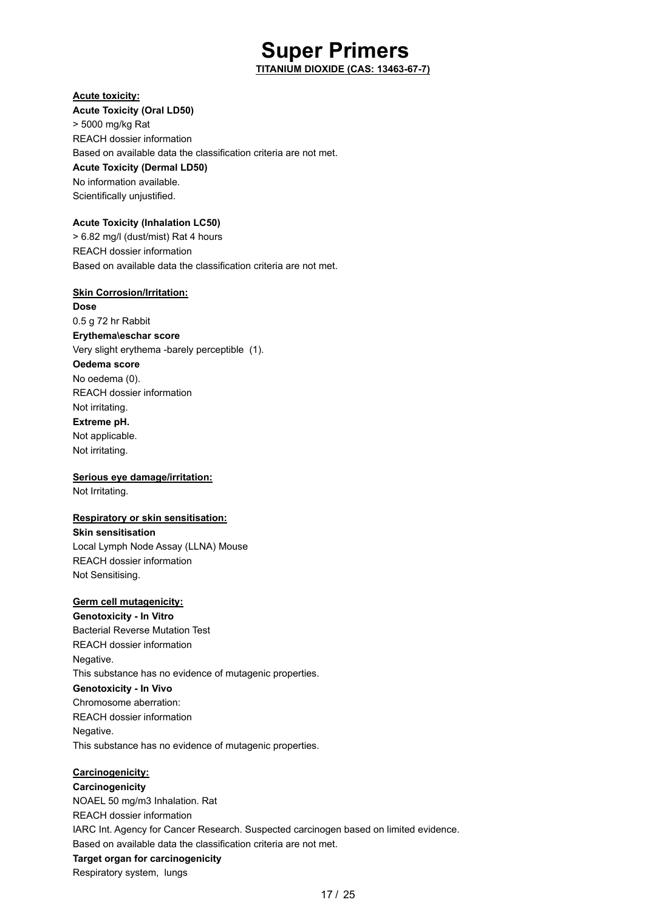# Super Primers

**TITANIUM DIOXIDE (CAS: 13463-67-7)**

**Acute toxicity:**

**Acute Toxicity (Oral LD50)**

> 5000 mg/kg Rat

REACH dossier information

Based on available data the classification criteria are not met.

**Acute Toxicity (Dermal LD50)**

No information available.

Scientifically unjustified.

**Acute Toxicity (Inhalation LC50)**

> 6.82 mg/l (dust/mist) Rat 4 hours

REACH dossier information

Based on available data the classification criteria are not met.

**Skin Corrosion/Irritation:**

**Dose**

0.5 g 72 hr Rabbit

**Erythema\eschar score**

Very slight erythema -barely perceptible (1).

**Oedema score**

No oedema (0).

REACH dossier information

Not irritating.

**Extreme pH.**

Not applicable.

Not irritating.

**Serious eye damage/irritation:**

Not Irritating.

**Respiratory or skin sensitisation:**

**Skin sensitisation**

Local Lymph Node Assay (LLNA) Mouse

REACH dossier information

Not Sensitising.

**Germ cell mutagenicity:**

**Genotoxicity - In Vitro**

Bacterial Reverse Mutation Test

REACH dossier information

Negative.

This substance has no evidence of mutagenic properties.

**Genotoxicity - In Vivo**

Chromosome aberration:

REACH dossier information

Negative.

This substance has no evidence of mutagenic properties.

**Carcinogenicity:**

**Carcinogenicity**

NOAEL 50 mg/m3 Inhalation. Rat

REACH dossier information

IARC Int. Agency for Cancer Research. Suspected carcinogen based on limited evidence.

Based on available data the classification criteria are not met.

**Target organ for carcinogenicity**

Respiratory system, lungs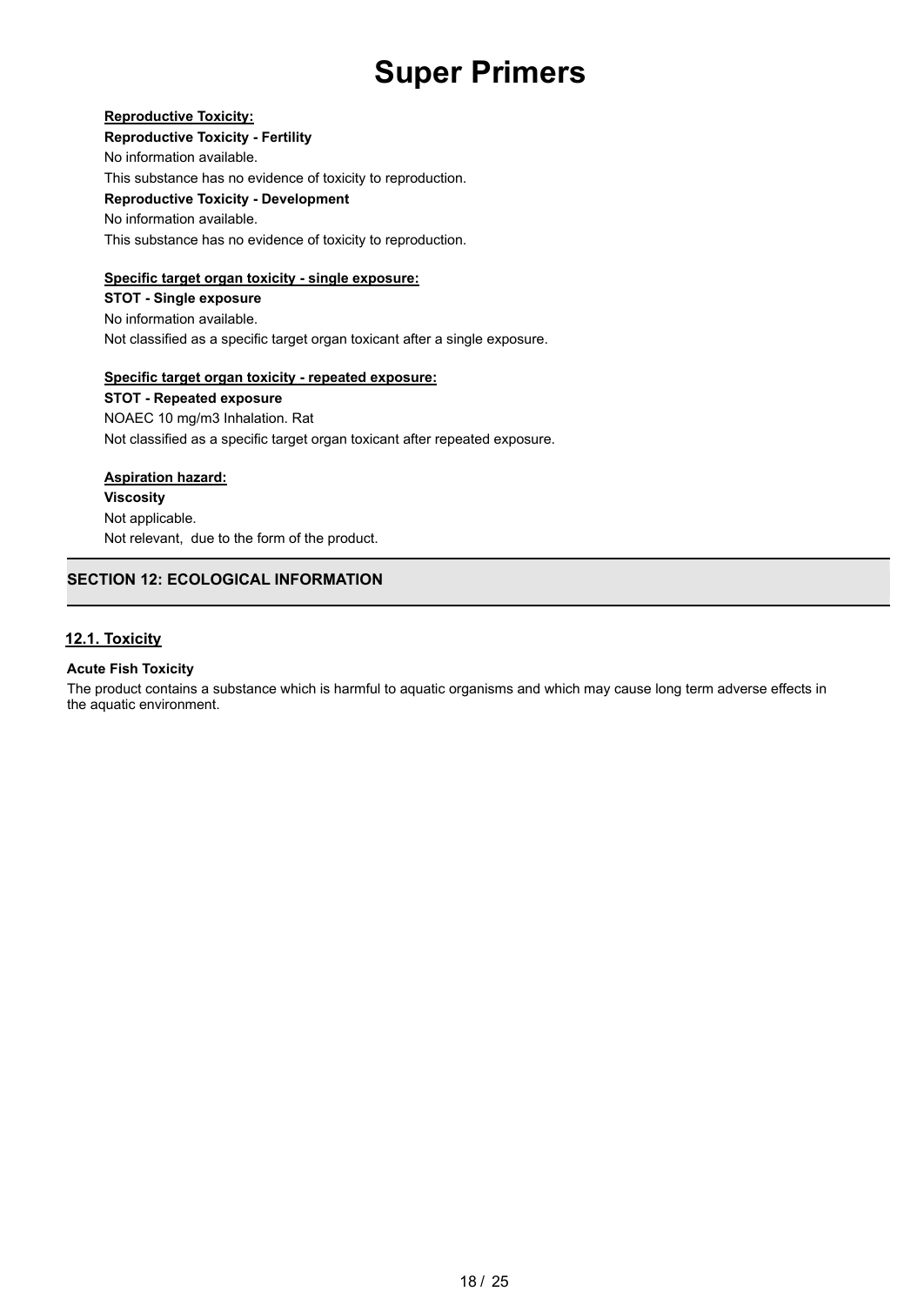**Reproductive Toxicity:**

**Reproductive Toxicity - Fertility**

No information available.

This substance has no evidence of toxicity to reproduction.

**Reproductive Toxicity - Development**

No information available.

This substance has no evidence of toxicity to reproduction.

**Specific target organ toxicity - single exposure:**

**STOT - Single exposure**

No information available.

Not classified as a specific target organ toxicant after a single exposure.

**Specific target organ toxicity - repeated exposure:**

**STOT - Repeated exposure**

NOAEC 10 mg/m3 Inhalation. Rat

Not classified as a specific target organ toxicant after repeated exposure.

**Aspiration hazard:**

**Viscosity**

Not applicable.

Not relevant,  due to the form of the product.

## SECTION 12: ECOLOGICAL INFORMATION

### 12.1. Toxicity

**Acute Fish Toxicity**

The product contains a substance which is harmful to aquatic organisms and which may cause long term adverse effects in the aquatic environment.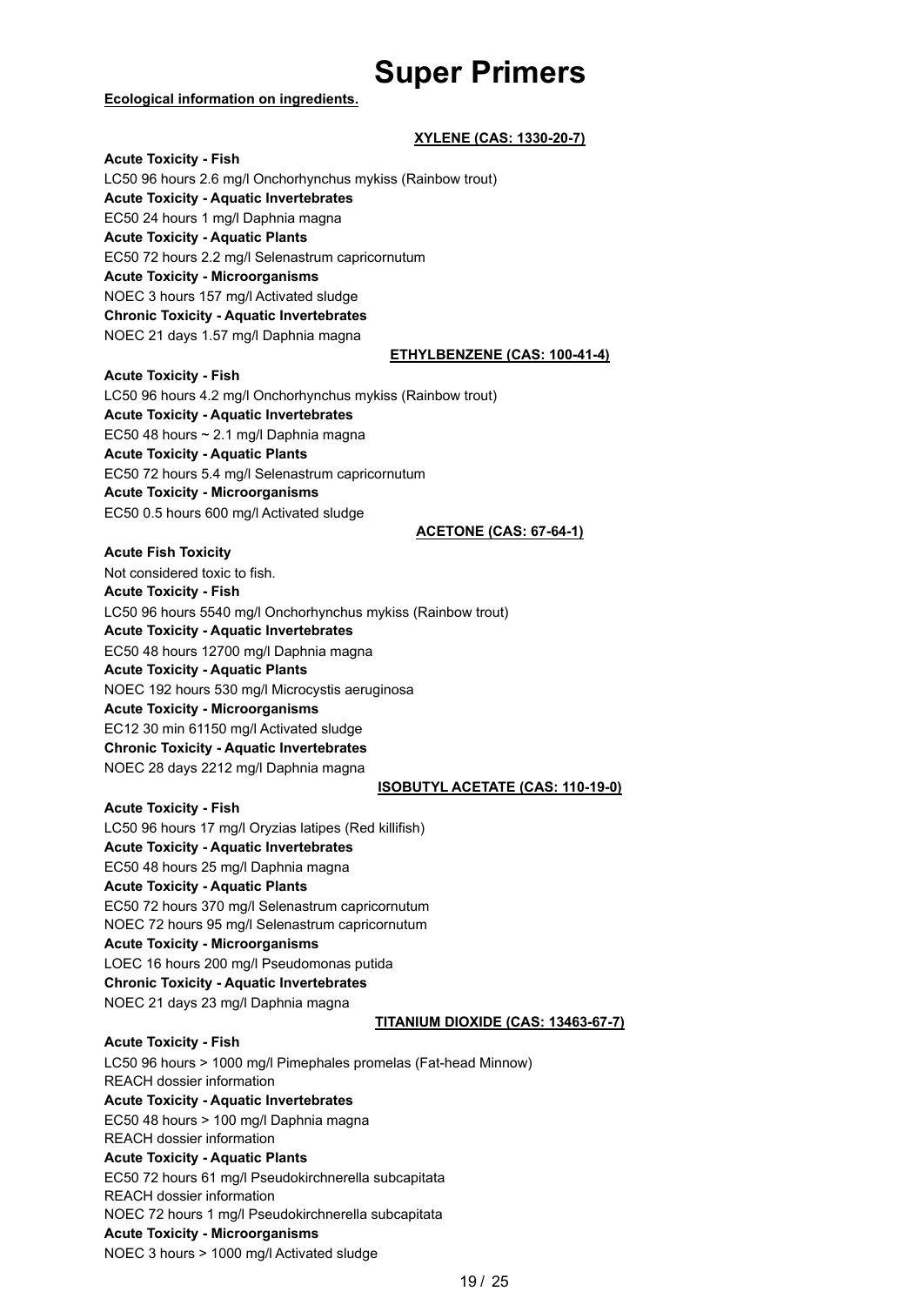# Super Primers

**Ecological information on ingredients.**

**XYLENE (CAS: 1330-20-7)**

**Acute Toxicity - Fish**

LC50 96 hours 2.6 mg/l Onchorhynchus mykiss (Rainbow trout)

**Acute Toxicity - Aquatic Invertebrates**

EC50 24 hours 1 mg/l Daphnia magna

**Acute Toxicity - Aquatic Plants**

EC50 72 hours 2.2 mg/l Selenastrum capricornutum

**Acute Toxicity - Microorganisms**

NOEC 3 hours 157 mg/l Activated sludge

**Chronic Toxicity - Aquatic Invertebrates**

NOEC 21 days 1.57 mg/l Daphnia magna

**ETHYLBENZENE (CAS: 100-41-4)**

**Acute Toxicity - Fish**

LC50 96 hours 4.2 mg/l Onchorhynchus mykiss (Rainbow trout)

**Acute Toxicity - Aquatic Invertebrates**

EC50 48 hours ~ 2.1 mg/l Daphnia magna

**Acute Toxicity - Aquatic Plants**

EC50 72 hours 5.4 mg/l Selenastrum capricornutum

**Acute Toxicity - Microorganisms**

EC50 0.5 hours 600 mg/l Activated sludge

**ACETONE (CAS: 67-64-1)**

**Acute Fish Toxicity**

Not considered toxic to fish.

**Acute Toxicity - Fish**

LC50 96 hours 5540 mg/l Onchorhynchus mykiss (Rainbow trout)

**Acute Toxicity - Aquatic Invertebrates**

EC50 48 hours 12700 mg/l Daphnia magna

**Acute Toxicity - Aquatic Plants**

NOEC 192 hours 530 mg/l Microcystis aeruginosa

**Acute Toxicity - Microorganisms**

EC12 30 min 61150 mg/l Activated sludge

**Chronic Toxicity - Aquatic Invertebrates**

NOEC 28 days 2212 mg/l Daphnia magna

**ISOBUTYL ACETATE (CAS: 110-19-0)**

**Acute Toxicity - Fish**

LC50 96 hours 17 mg/l Oryzias latipes (Red killifish)

**Acute Toxicity - Aquatic Invertebrates**

EC50 48 hours 25 mg/l Daphnia magna

**Acute Toxicity - Aquatic Plants**

EC50 72 hours 370 mg/l Selenastrum capricornutum

NOEC 72 hours 95 mg/l Selenastrum capricornutum

**Acute Toxicity - Microorganisms**

LOEC 16 hours 200 mg/l Pseudomonas putida

**Chronic Toxicity - Aquatic Invertebrates**

NOEC 21 days 23 mg/l Daphnia magna

**TITANIUM DIOXIDE (CAS: 13463-67-7)**

**Acute Toxicity - Fish**

LC50 96 hours > 1000 mg/l Pimephales promelas (Fat-head Minnow)

REACH dossier information

**Acute Toxicity - Aquatic Invertebrates**

EC50 48 hours > 100 mg/l Daphnia magna

REACH dossier information

**Acute Toxicity - Aquatic Plants**

EC50 72 hours 61 mg/l Pseudokirchnerella subcapitata

REACH dossier information

NOEC 72 hours 1 mg/l Pseudokirchnerella subcapitata

**Acute Toxicity - Microorganisms**

NOEC 3 hours > 1000 mg/l Activated sludge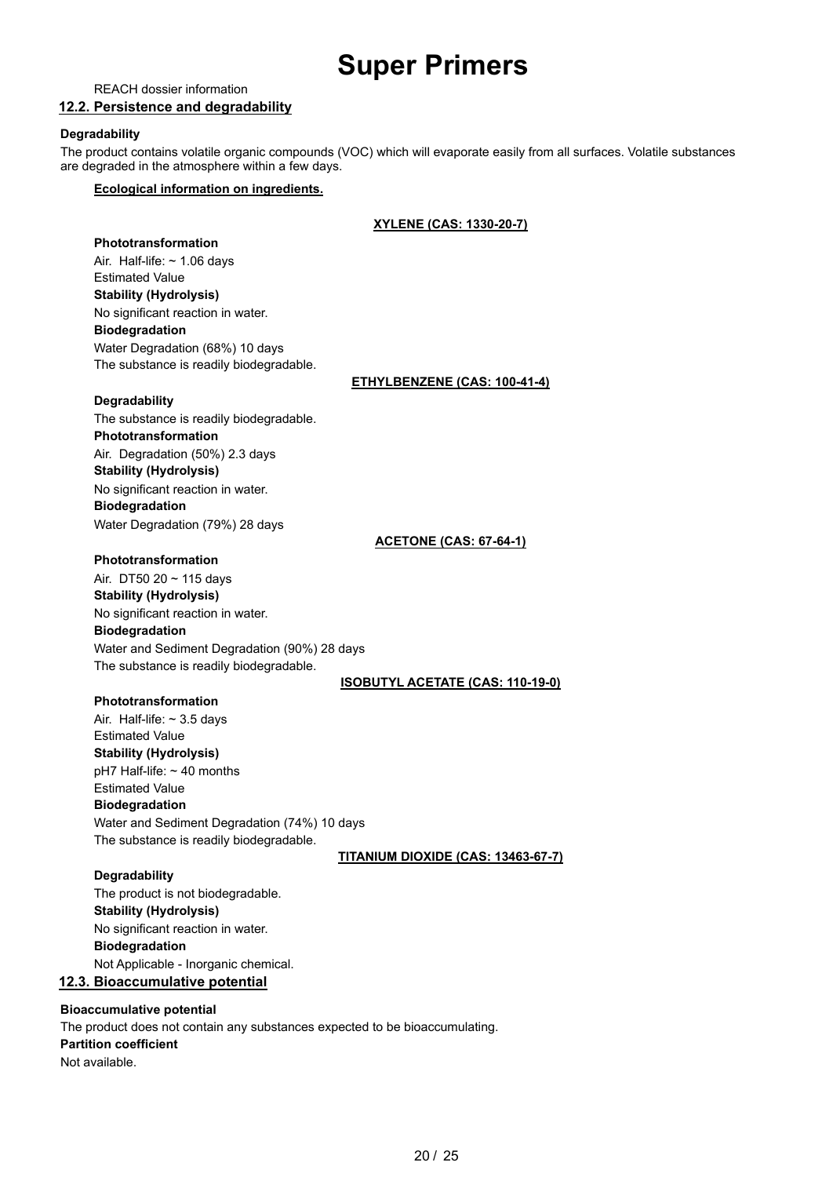REACH dossier information

## 12.2. Persistence and degradability

**Degradability**

The product contains volatile organic compounds (VOC) which will evaporate easily from all surfaces. Volatile substances are degraded in the atmosphere within a few days.

**Ecological information on ingredients.**

**XYLENE (CAS: 1330-20-7)**

**Phototransformation**

Air. Half-life: ~ 1.06 days
Estimated Value

**Stability (Hydrolysis)**

No significant reaction in water.

**Biodegradation**

Water Degradation (68%) 10 days
The substance is readily biodegradable.

**ETHYLBENZENE (CAS: 100-41-4)**

**Degradability**

The substance is readily biodegradable.

**Phototransformation**

Air. Degradation (50%) 2.3 days

**Stability (Hydrolysis)**

No significant reaction in water.

**Biodegradation**

Water Degradation (79%) 28 days

**ACETONE (CAS: 67-64-1)**

**Phototransformation**

Air. DT50 20 ~ 115 days

**Stability (Hydrolysis)**

No significant reaction in water.

**Biodegradation**

Water and Sediment Degradation (90%) 28 days
The substance is readily biodegradable.

**ISOBUTYL ACETATE (CAS: 110-19-0)**

**Phototransformation**

Air. Half-life: ~ 3.5 days
Estimated Value

**Stability (Hydrolysis)**

pH7 Half-life: ~ 40 months
Estimated Value

**Biodegradation**

Water and Sediment Degradation (74%) 10 days
The substance is readily biodegradable.

**TITANIUM DIOXIDE (CAS: 13463-67-7)**

**Degradability**

The product is not biodegradable.

**Stability (Hydrolysis)**

No significant reaction in water.

**Biodegradation**

Not Applicable - Inorganic chemical.

## 12.3. Bioaccumulative potential

**Bioaccumulative potential**

The product does not contain any substances expected to be bioaccumulating.

**Partition coefficient**

Not available.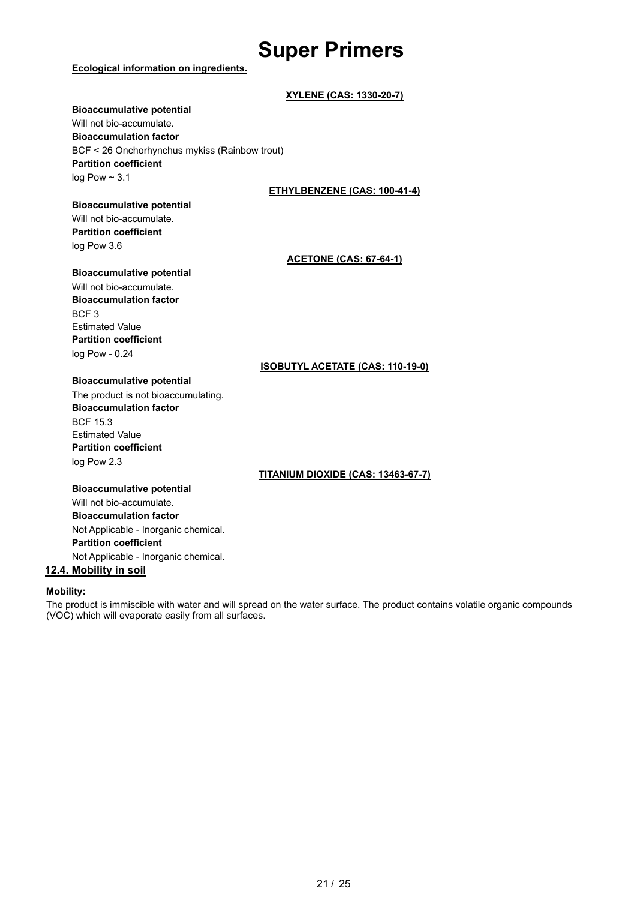**Ecological information on ingredients.**

**XYLENE (CAS: 1330-20-7)**

**Bioaccumulative potential**

Will not bio-accumulate.

**Bioaccumulation factor**

BCF < 26 Onchorhynchus mykiss (Rainbow trout)

**Partition coefficient**

log Pow ~ 3.1

**ETHYLBENZENE (CAS: 100-41-4)**

**Bioaccumulative potential**

Will not bio-accumulate.

**Partition coefficient**

log Pow 3.6

**ACETONE (CAS: 67-64-1)**

**Bioaccumulative potential**

Will not bio-accumulate.

**Bioaccumulation factor**

BCF 3

Estimated Value

**Partition coefficient**

log Pow - 0.24

**ISOBUTYL ACETATE (CAS: 110-19-0)**

**Bioaccumulative potential**

The product is not bioaccumulating.

**Bioaccumulation factor**

BCF 15.3

Estimated Value

**Partition coefficient**

log Pow 2.3

**TITANIUM DIOXIDE (CAS: 13463-67-7)**

**Bioaccumulative potential**

Will not bio-accumulate.

**Bioaccumulation factor**

Not Applicable - Inorganic chemical.

**Partition coefficient**

Not Applicable - Inorganic chemical.

## 12.4. Mobility in soil

**Mobility:**

The product is immiscible with water and will spread on the water surface. The product contains volatile organic compounds (VOC) which will evaporate easily from all surfaces.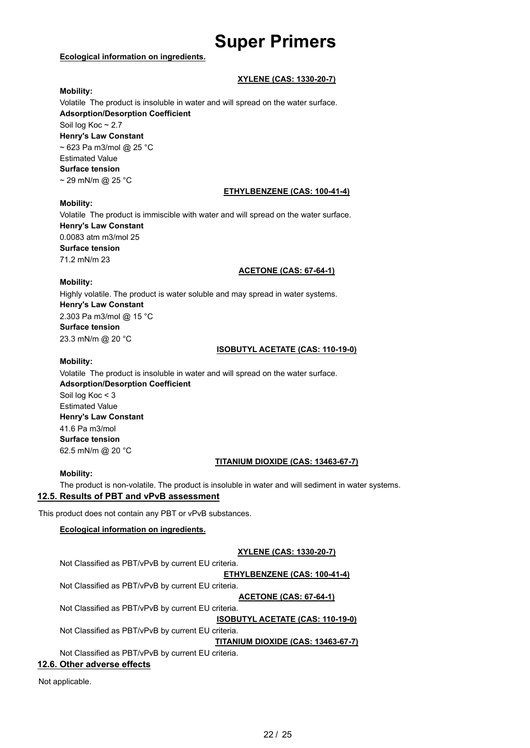**Ecological information on ingredients.**

**XYLENE (CAS: 1330-20-7)**

**Mobility:**

Volatile The product is insoluble in water and will spread on the water surface.

**Adsorption/Desorption Coefficient**

Soil log Koc ~ 2.7

**Henry's Law Constant**

~ 623 Pa m3/mol @ 25 °C

Estimated Value

**Surface tension**

~ 29 mN/m @ 25 °C

**ETHYLBENZENE (CAS: 100-41-4)**

**Mobility:**

Volatile The product is immiscible with water and will spread on the water surface.

**Henry's Law Constant**

0.0083 atm m3/mol 25

**Surface tension**

71.2 mN/m 23

**ACETONE (CAS: 67-64-1)**

**Mobility:**

Highly volatile. The product is water soluble and may spread in water systems.

**Henry's Law Constant**

2.303 Pa m3/mol @ 15 °C

**Surface tension**

23.3 mN/m @ 20 °C

**ISOBUTYL ACETATE (CAS: 110-19-0)**

**Mobility:**

Volatile The product is insoluble in water and will spread on the water surface.

**Adsorption/Desorption Coefficient**

Soil log Koc < 3

Estimated Value

**Henry's Law Constant**

41.6 Pa m3/mol

**Surface tension**

62.5 mN/m @ 20 °C

**TITANIUM DIOXIDE (CAS: 13463-67-7)**

**Mobility:**

The product is non-volatile. The product is insoluble in water and will sediment in water systems.

## 12.5. Results of PBT and vPvB assessment

This product does not contain any PBT or vPvB substances.

**Ecological information on ingredients.**

**XYLENE (CAS: 1330-20-7)**

Not Classified as PBT/vPvB by current EU criteria.

**ETHYLBENZENE (CAS: 100-41-4)**

Not Classified as PBT/vPvB by current EU criteria.

**ACETONE (CAS: 67-64-1)**

Not Classified as PBT/vPvB by current EU criteria.

**ISOBUTYL ACETATE (CAS: 110-19-0)**

Not Classified as PBT/vPvB by current EU criteria.

**TITANIUM DIOXIDE (CAS: 13463-67-7)**

Not Classified as PBT/vPvB by current EU criteria.

## 12.6. Other adverse effects

Not applicable.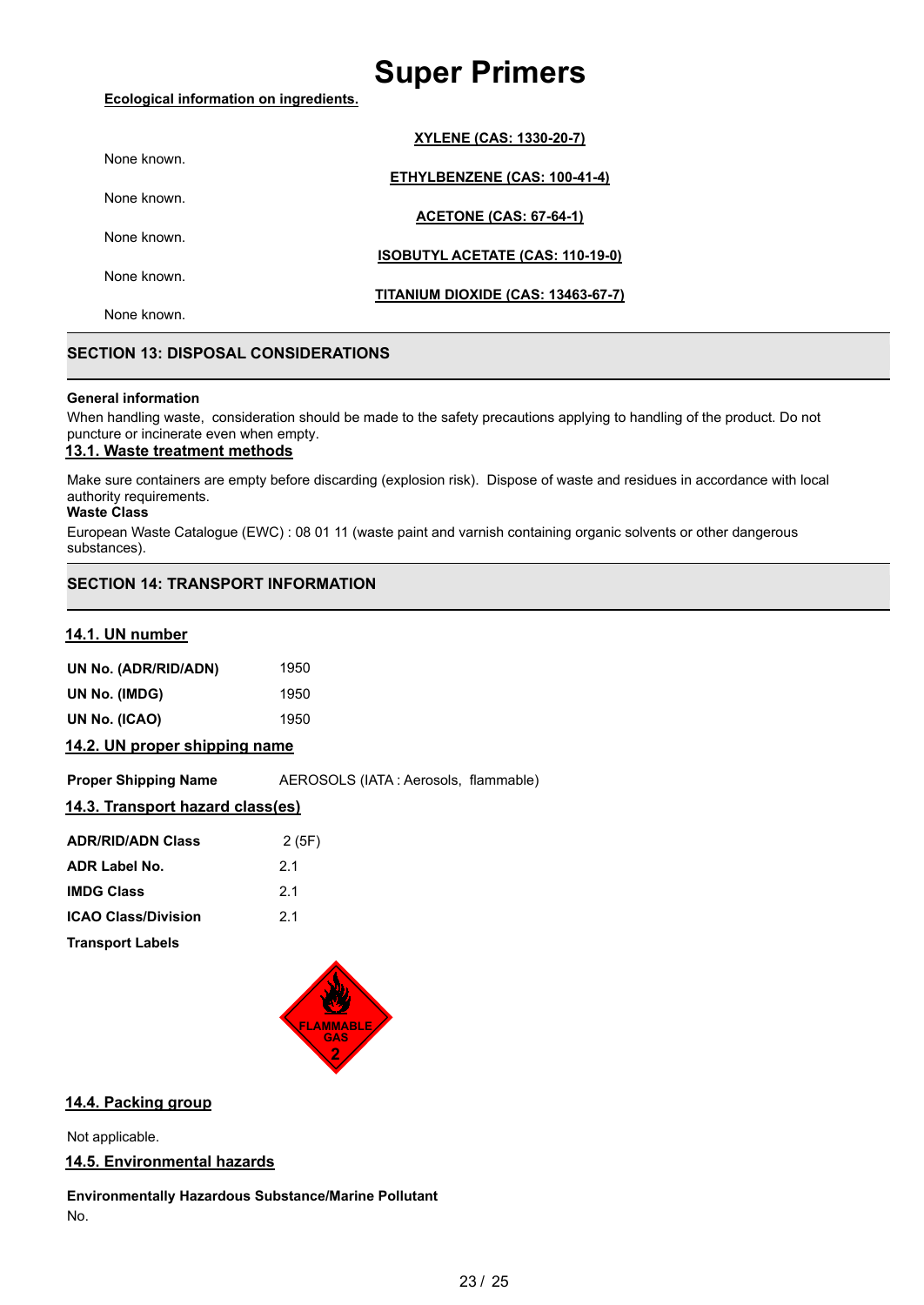# Super Primers

**Ecological information on ingredients.**

**XYLENE (CAS: 1330-20-7)**

None known.

**ETHYLBENZENE (CAS: 100-41-4)**

None known.

**ACETONE (CAS: 67-64-1)**

None known.

**ISOBUTYL ACETATE (CAS: 110-19-0)**

None known.

**TITANIUM DIOXIDE (CAS: 13463-67-7)**

None known.

## SECTION 13: DISPOSAL CONSIDERATIONS

**General information**

When handling waste, consideration should be made to the safety precautions applying to handling of the product. Do not puncture or incinerate even when empty.

### 13.1. Waste treatment methods

Make sure containers are empty before discarding (explosion risk). Dispose of waste and residues in accordance with local authority requirements.

**Waste Class**

European Waste Catalogue (EWC) : 08 01 11 (waste paint and varnish containing organic solvents or other dangerous substances).

## SECTION 14: TRANSPORT INFORMATION

### 14.1. UN number

| | |
|---|---|
| **UN No. (ADR/RID/ADN)** | 1950 |
| **UN No. (IMDG)** | 1950 |
| **UN No. (ICAO)** | 1950 |

### 14.2. UN proper shipping name

**Proper Shipping Name** AEROSOLS (IATA : Aerosols, flammable)

### 14.3. Transport hazard class(es)

| | |
|---|---|
| **ADR/RID/ADN Class** | 2 (5F) |
| **ADR Label No.** | 2.1 |
| **IMDG Class** | 2.1 |
| **ICAO Class/Division** | 2.1 |

**Transport Labels**

FLAMMABLE GAS 2

### 14.4. Packing group

Not applicable.

### 14.5. Environmental hazards

**Environmentally Hazardous Substance/Marine Pollutant**

No.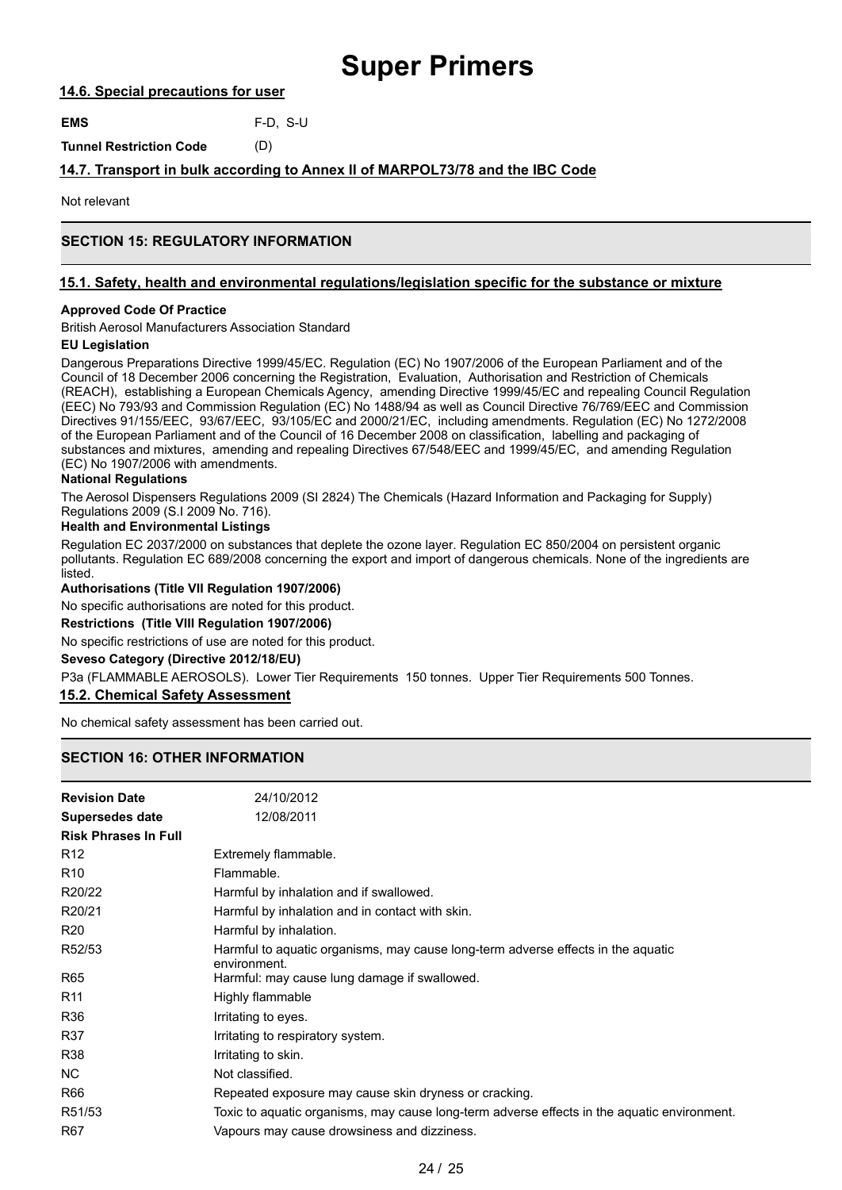#### 14.6. Special precautions for user

| | |
|---|---|
| **EMS** | F-D, S-U |
| **Tunnel Restriction Code** | (D) |

#### 14.7. Transport in bulk according to Annex II of MARPOL73/78 and the IBC Code

Not relevant

## SECTION 15: REGULATORY INFORMATION

#### 15.1. Safety, health and environmental regulations/legislation specific for the substance or mixture

**Approved Code Of Practice**

British Aerosol Manufacturers Association Standard

**EU Legislation**

Dangerous Preparations Directive 1999/45/EC. Regulation (EC) No 1907/2006 of the European Parliament and of the Council of 18 December 2006 concerning the Registration, Evaluation, Authorisation and Restriction of Chemicals (REACH), establishing a European Chemicals Agency, amending Directive 1999/45/EC and repealing Council Regulation (EEC) No 793/93 and Commission Regulation (EC) No 1488/94 as well as Council Directive 76/769/EEC and Commission Directives 91/155/EEC, 93/67/EEC, 93/105/EC and 2000/21/EC, including amendments. Regulation (EC) No 1272/2008 of the European Parliament and of the Council of 16 December 2008 on classification, labelling and packaging of substances and mixtures, amending and repealing Directives 67/548/EEC and 1999/45/EC, and amending Regulation (EC) No 1907/2006 with amendments.

**National Regulations**

The Aerosol Dispensers Regulations 2009 (SI 2824) The Chemicals (Hazard Information and Packaging for Supply) Regulations 2009 (S.I 2009 No. 716).

**Health and Environmental Listings**

Regulation EC 2037/2000 on substances that deplete the ozone layer. Regulation EC 850/2004 on persistent organic pollutants. Regulation EC 689/2008 concerning the export and import of dangerous chemicals. None of the ingredients are listed.

**Authorisations (Title VII Regulation 1907/2006)**

No specific authorisations are noted for this product.

**Restrictions (Title VIII Regulation 1907/2006)**

No specific restrictions of use are noted for this product.

**Seveso Category (Directive 2012/18/EU)**

P3a (FLAMMABLE AEROSOLS). Lower Tier Requirements 150 tonnes. Upper Tier Requirements 500 Tonnes.

#### 15.2. Chemical Safety Assessment

No chemical safety assessment has been carried out.

## SECTION 16: OTHER INFORMATION

| | |
|---|---|
| **Revision Date** | 24/10/2012 |
| **Supersedes date** | 12/08/2011 |

**Risk Phrases In Full**

| | |
|---|---|
| R12 | Extremely flammable. |
| R10 | Flammable. |
| R20/22 | Harmful by inhalation and if swallowed. |
| R20/21 | Harmful by inhalation and in contact with skin. |
| R20 | Harmful by inhalation. |
| R52/53 | Harmful to aquatic organisms, may cause long-term adverse effects in the aquatic environment. |
| R65 | Harmful: may cause lung damage if swallowed. |
| R11 | Highly flammable |
| R36 | Irritating to eyes. |
| R37 | Irritating to respiratory system. |
| R38 | Irritating to skin. |
| NC | Not classified. |
| R66 | Repeated exposure may cause skin dryness or cracking. |
| R51/53 | Toxic to aquatic organisms, may cause long-term adverse effects in the aquatic environment. |
| R67 | Vapours may cause drowsiness and dizziness. |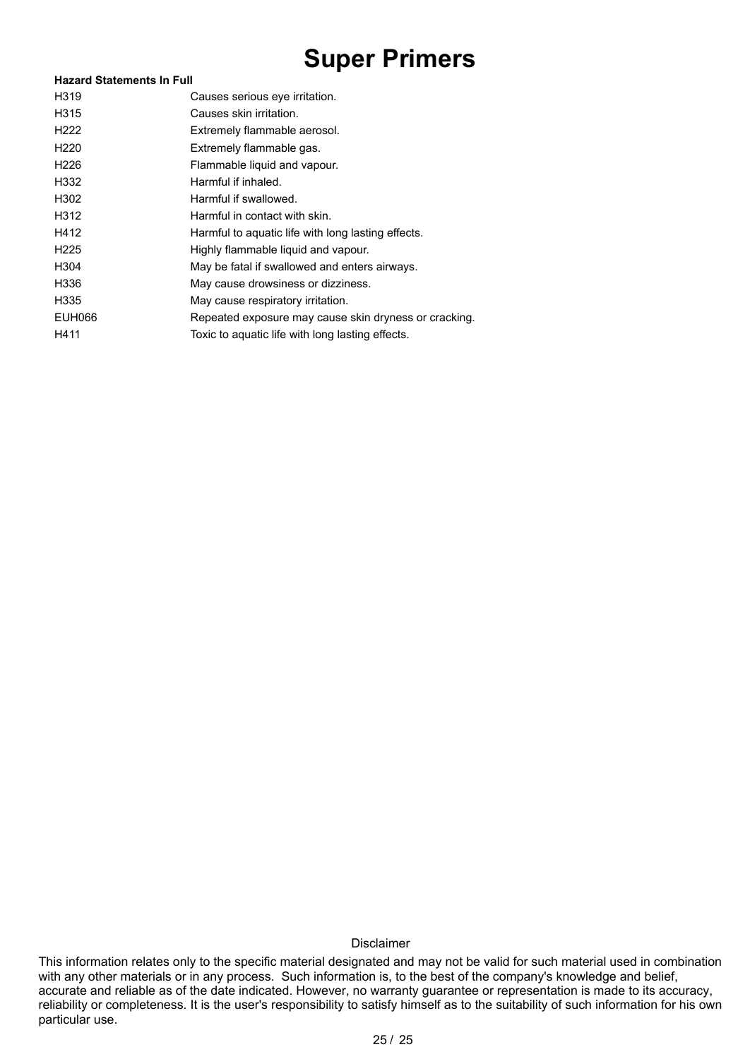**Hazard Statements In Full**

| | |
|---|---|
| H319 | Causes serious eye irritation. |
| H315 | Causes skin irritation. |
| H222 | Extremely flammable aerosol. |
| H220 | Extremely flammable gas. |
| H226 | Flammable liquid and vapour. |
| H332 | Harmful if inhaled. |
| H302 | Harmful if swallowed. |
| H312 | Harmful in contact with skin. |
| H412 | Harmful to aquatic life with long lasting effects. |
| H225 | Highly flammable liquid and vapour. |
| H304 | May be fatal if swallowed and enters airways. |
| H336 | May cause drowsiness or dizziness. |
| H335 | May cause respiratory irritation. |
| EUH066 | Repeated exposure may cause skin dryness or cracking. |
| H411 | Toxic to aquatic life with long lasting effects. |

Disclaimer

This information relates only to the specific material designated and may not be valid for such material used in combination with any other materials or in any process. Such information is, to the best of the company's knowledge and belief, accurate and reliable as of the date indicated. However, no warranty guarantee or representation is made to its accuracy, reliability or completeness. It is the user's responsibility to satisfy himself as to the suitability of such information for his own particular use.